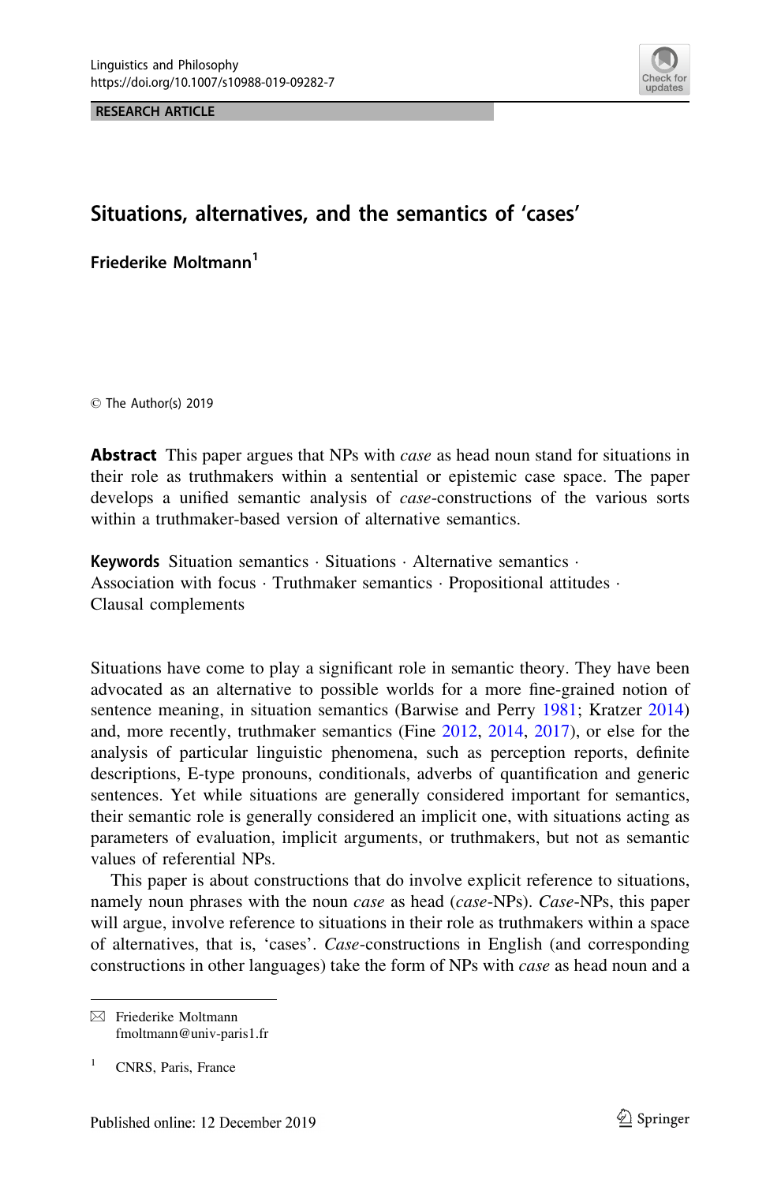Linguistics and Philosophy
https://doi.org/10.1007/s10988-019-09282-7

RESEARCH ARTICLE

# Situations, alternatives, and the semantics of 'cases'

**Friederike Moltmann**[1]

© The Author(s) 2019

**Abstract** This paper argues that NPs with *case* as head noun stand for situations in their role as truthmakers within a sentential or epistemic case space. The paper develops a unified semantic analysis of *case*-constructions of the various sorts within a truthmaker-based version of alternative semantics.

**Keywords** Situation semantics · Situations · Alternative semantics · Association with focus · Truthmaker semantics · Propositional attitudes · Clausal complements

Situations have come to play a significant role in semantic theory. They have been advocated as an alternative to possible worlds for a more fine-grained notion of sentence meaning, in situation semantics (Barwise and Perry 1981; Kratzer 2014) and, more recently, truthmaker semantics (Fine 2012, 2014, 2017), or else for the analysis of particular linguistic phenomena, such as perception reports, definite descriptions, E-type pronouns, conditionals, adverbs of quantification and generic sentences. Yet while situations are generally considered important for semantics, their semantic role is generally considered an implicit one, with situations acting as parameters of evaluation, implicit arguments, or truthmakers, but not as semantic values of referential NPs.

This paper is about constructions that do involve explicit reference to situations, namely noun phrases with the noun *case* as head (*case*-NPs). *Case*-NPs, this paper will argue, involve reference to situations in their role as truthmakers within a space of alternatives, that is, 'cases'. *Case*-constructions in English (and corresponding constructions in other languages) take the form of NPs with *case* as head noun and a

---

✉ Friederike Moltmann
fmoltmann@univ-paris1.fr

[1] CNRS, Paris, France

Published online: 12 December 2019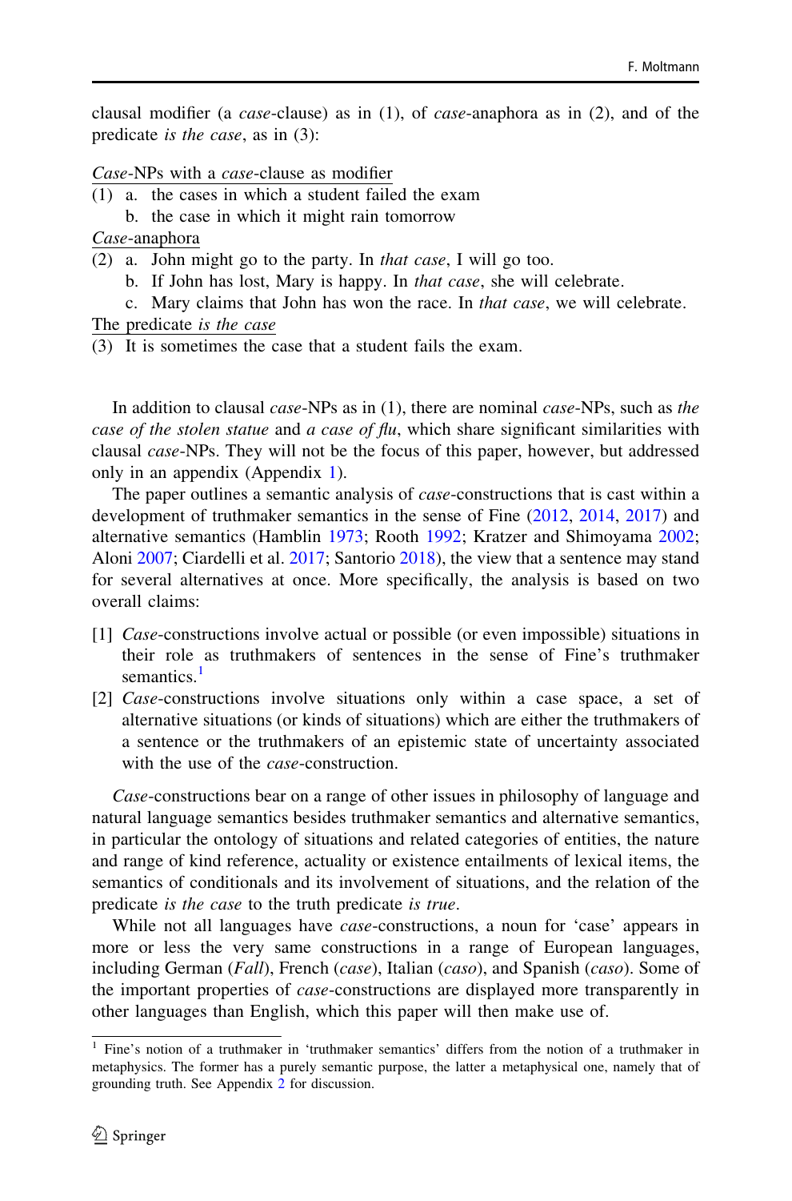clausal modifier (a *case*-clause) as in (1), of *case*-anaphora as in (2), and of the predicate *is the case*, as in (3):

*Case*-NPs with a *case*-clause as modifier

(1) a. the cases in which a student failed the exam
 b. the case in which it might rain tomorrow

*Case*-anaphora

(2) a. John might go to the party. In *that case*, I will go too.
 b. If John has lost, Mary is happy. In *that case*, she will celebrate.
 c. Mary claims that John has won the race. In *that case*, we will celebrate.

The predicate *is the case*

(3) It is sometimes the case that a student fails the exam.

In addition to clausal *case*-NPs as in (1), there are nominal *case*-NPs, such as *the case of the stolen statue* and *a case of flu*, which share significant similarities with clausal *case*-NPs. They will not be the focus of this paper, however, but addressed only in an appendix (Appendix 1).

The paper outlines a semantic analysis of *case*-constructions that is cast within a development of truthmaker semantics in the sense of Fine (2012, 2014, 2017) and alternative semantics (Hamblin 1973; Rooth 1992; Kratzer and Shimoyama 2002; Aloni 2007; Ciardelli et al. 2017; Santorio 2018), the view that a sentence may stand for several alternatives at once. More specifically, the analysis is based on two overall claims:

[1] *Case*-constructions involve actual or possible (or even impossible) situations in their role as truthmakers of sentences in the sense of Fine's truthmaker semantics.[1]

[2] *Case*-constructions involve situations only within a case space, a set of alternative situations (or kinds of situations) which are either the truthmakers of a sentence or the truthmakers of an epistemic state of uncertainty associated with the use of the *case*-construction.

*Case*-constructions bear on a range of other issues in philosophy of language and natural language semantics besides truthmaker semantics and alternative semantics, in particular the ontology of situations and related categories of entities, the nature and range of kind reference, actuality or existence entailments of lexical items, the semantics of conditionals and its involvement of situations, and the relation of the predicate *is the case* to the truth predicate *is true*.

While not all languages have *case*-constructions, a noun for 'case' appears in more or less the very same constructions in a range of European languages, including German (*Fall*), French (*case*), Italian (*caso*), and Spanish (*caso*). Some of the important properties of *case*-constructions are displayed more transparently in other languages than English, which this paper will then make use of.

[1] Fine's notion of a truthmaker in 'truthmaker semantics' differs from the notion of a truthmaker in metaphysics. The former has a purely semantic purpose, the latter a metaphysical one, namely that of grounding truth. See Appendix 2 for discussion.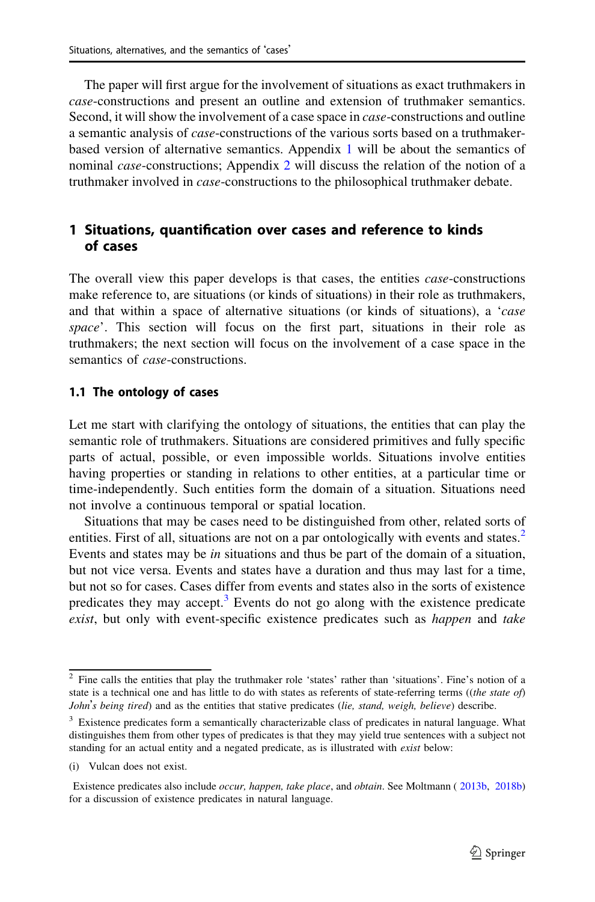The paper will first argue for the involvement of situations as exact truthmakers in *case*-constructions and present an outline and extension of truthmaker semantics. Second, it will show the involvement of a case space in *case*-constructions and outline a semantic analysis of *case*-constructions of the various sorts based on a truthmaker-based version of alternative semantics. Appendix 1 will be about the semantics of nominal *case*-constructions; Appendix 2 will discuss the relation of the notion of a truthmaker involved in *case*-constructions to the philosophical truthmaker debate.

## 1 Situations, quantification over cases and reference to kinds of cases

The overall view this paper develops is that cases, the entities *case*-constructions make reference to, are situations (or kinds of situations) in their role as truthmakers, and that within a space of alternative situations (or kinds of situations), a '*case space*'. This section will focus on the first part, situations in their role as truthmakers; the next section will focus on the involvement of a case space in the semantics of *case*-constructions.

### 1.1 The ontology of cases

Let me start with clarifying the ontology of situations, the entities that can play the semantic role of truthmakers. Situations are considered primitives and fully specific parts of actual, possible, or even impossible worlds. Situations involve entities having properties or standing in relations to other entities, at a particular time or time-independently. Such entities form the domain of a situation. Situations need not involve a continuous temporal or spatial location.

Situations that may be cases need to be distinguished from other, related sorts of entities. First of all, situations are not on a par ontologically with events and states.[2] Events and states may be *in* situations and thus be part of the domain of a situation, but not vice versa. Events and states have a duration and thus may last for a time, but not so for cases. Cases differ from events and states also in the sorts of existence predicates they may accept.[3] Events do not go along with the existence predicate *exist*, but only with event-specific existence predicates such as *happen* and *take*

---

[2] Fine calls the entities that play the truthmaker role 'states' rather than 'situations'. Fine's notion of a state is a technical one and has little to do with states as referents of state-referring terms ((*the state of*) *John's being tired*) and as the entities that stative predicates (*lie, stand, weigh, believe*) describe.

[3] Existence predicates form a semantically characterizable class of predicates in natural language. What distinguishes them from other types of predicates is that they may yield true sentences with a subject not standing for an actual entity and a negated predicate, as is illustrated with *exist* below:

(i) Vulcan does not exist.

Existence predicates also include *occur, happen, take place*, and *obtain*. See Moltmann (2013b, 2018b) for a discussion of existence predicates in natural language.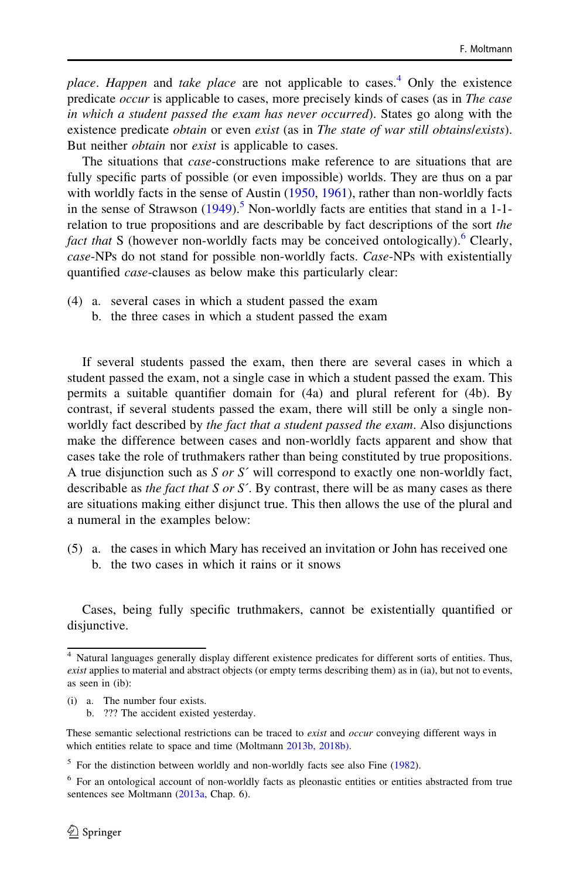*place*. *Happen* and *take place* are not applicable to cases.[4] Only the existence predicate *occur* is applicable to cases, more precisely kinds of cases (as in *The case in which a student passed the exam has never occurred*). States go along with the existence predicate *obtain* or even *exist* (as in *The state of war still obtains/exists*). But neither *obtain* nor *exist* is applicable to cases.

The situations that *case*-constructions make reference to are situations that are fully specific parts of possible (or even impossible) worlds. They are thus on a par with worldly facts in the sense of Austin (1950, 1961), rather than non-worldly facts in the sense of Strawson (1949).[5] Non-worldly facts are entities that stand in a 1-1-relation to true propositions and are describable by fact descriptions of the sort *the fact that* S (however non-worldly facts may be conceived ontologically).[6] Clearly, *case*-NPs do not stand for possible non-worldly facts. *Case*-NPs with existentially quantified *case*-clauses as below make this particularly clear:

(4) a. several cases in which a student passed the exam
    b. the three cases in which a student passed the exam

If several students passed the exam, then there are several cases in which a student passed the exam, not a single case in which a student passed the exam. This permits a suitable quantifier domain for (4a) and plural referent for (4b). By contrast, if several students passed the exam, there will still be only a single non-worldly fact described by *the fact that a student passed the exam*. Also disjunctions make the difference between cases and non-worldly facts apparent and show that cases take the role of truthmakers rather than being constituted by true propositions. A true disjunction such as *S or S´* will correspond to exactly one non-worldly fact, describable as *the fact that S or S´*. By contrast, there will be as many cases as there are situations making either disjunct true. This then allows the use of the plural and a numeral in the examples below:

(5) a. the cases in which Mary has received an invitation or John has received one
    b. the two cases in which it rains or it snows

Cases, being fully specific truthmakers, cannot be existentially quantified or disjunctive.

---

[4] Natural languages generally display different existence predicates for different sorts of entities. Thus, *exist* applies to material and abstract objects (or empty terms describing them) as in (ia), but not to events, as seen in (ib):

(i) a. The number four exists.
    b. ??? The accident existed yesterday.

These semantic selectional restrictions can be traced to *exist* and *occur* conveying different ways in which entities relate to space and time (Moltmann 2013b, 2018b).

[5] For the distinction between worldly and non-worldly facts see also Fine (1982).

[6] For an ontological account of non-worldly facts as pleonastic entities or entities abstracted from true sentences see Moltmann (2013a, Chap. 6).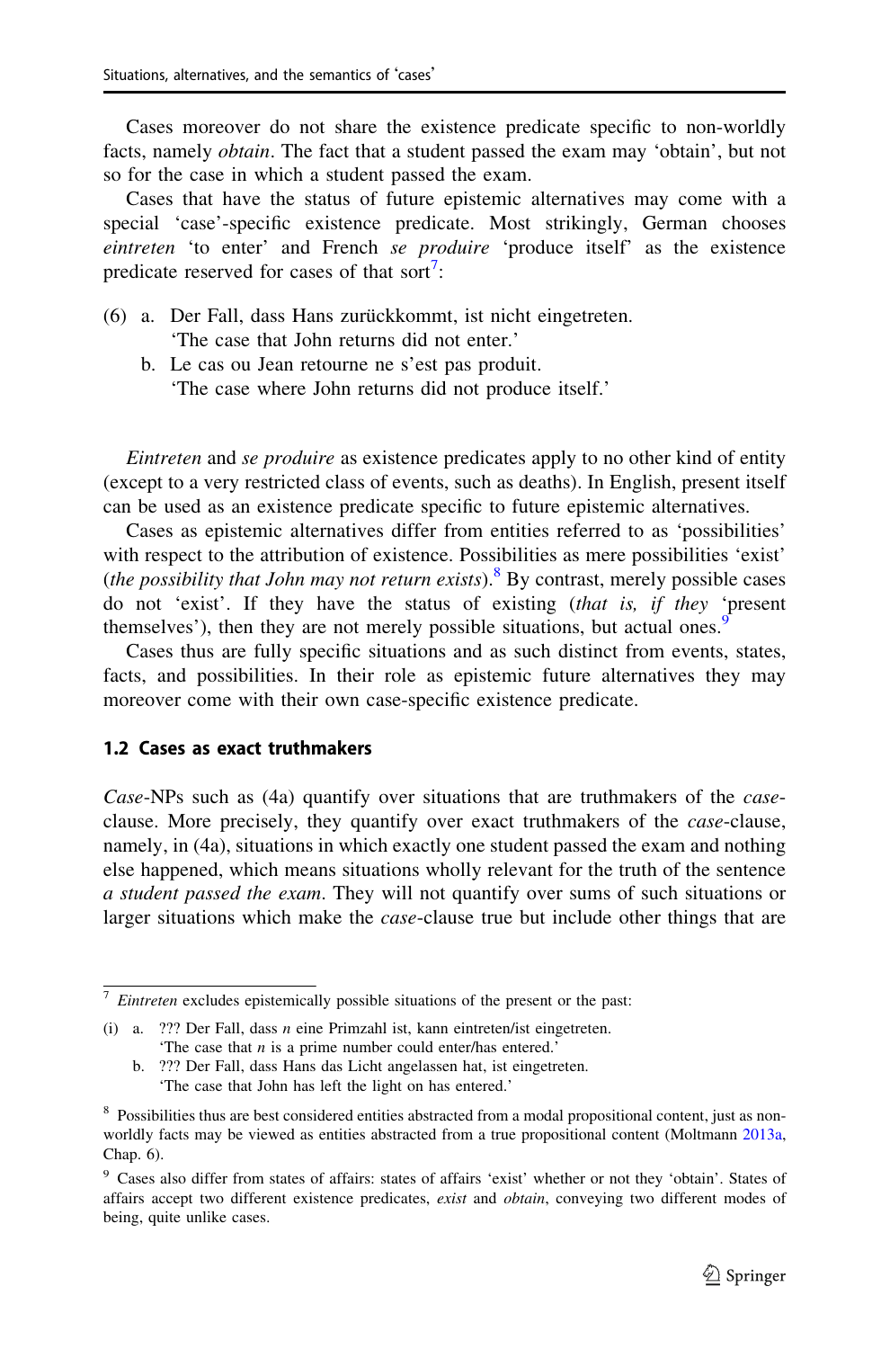Cases moreover do not share the existence predicate specific to non-worldly facts, namely *obtain*. The fact that a student passed the exam may 'obtain', but not so for the case in which a student passed the exam.

Cases that have the status of future epistemic alternatives may come with a special 'case'-specific existence predicate. Most strikingly, German chooses *eintreten* 'to enter' and French *se produire* 'produce itself' as the existence predicate reserved for cases of that sort[7]:

(6) a. Der Fall, dass Hans zurückkommt, ist nicht eingetreten.
'The case that John returns did not enter.'
b. Le cas ou Jean retourne ne s'est pas produit.
'The case where John returns did not produce itself.'

*Eintreten* and *se produire* as existence predicates apply to no other kind of entity (except to a very restricted class of events, such as deaths). In English, present itself can be used as an existence predicate specific to future epistemic alternatives.

Cases as epistemic alternatives differ from entities referred to as 'possibilities' with respect to the attribution of existence. Possibilities as mere possibilities 'exist' (*the possibility that John may not return exists*).[8] By contrast, merely possible cases do not 'exist'. If they have the status of existing (*that is, if they* 'present themselves'), then they are not merely possible situations, but actual ones.[9]

Cases thus are fully specific situations and as such distinct from events, states, facts, and possibilities. In their role as epistemic future alternatives they may moreover come with their own case-specific existence predicate.

### 1.2 Cases as exact truthmakers

*Case*-NPs such as (4a) quantify over situations that are truthmakers of the *case*-clause. More precisely, they quantify over exact truthmakers of the *case*-clause, namely, in (4a), situations in which exactly one student passed the exam and nothing else happened, which means situations wholly relevant for the truth of the sentence *a student passed the exam*. They will not quantify over sums of such situations or larger situations which make the *case*-clause true but include other things that are

---

[7] *Eintreten* excludes epistemically possible situations of the present or the past:

(i) a. ??? Der Fall, dass *n* eine Primzahl ist, kann eintreten/ist eingetreten.
'The case that *n* is a prime number could enter/has entered.'
b. ??? Der Fall, dass Hans das Licht angelassen hat, ist eingetreten.
'The case that John has left the light on has entered.'

[8] Possibilities thus are best considered entities abstracted from a modal propositional content, just as non-worldly facts may be viewed as entities abstracted from a true propositional content (Moltmann 2013a, Chap. 6).

[9] Cases also differ from states of affairs: states of affairs 'exist' whether or not they 'obtain'. States of affairs accept two different existence predicates, *exist* and *obtain*, conveying two different modes of being, quite unlike cases.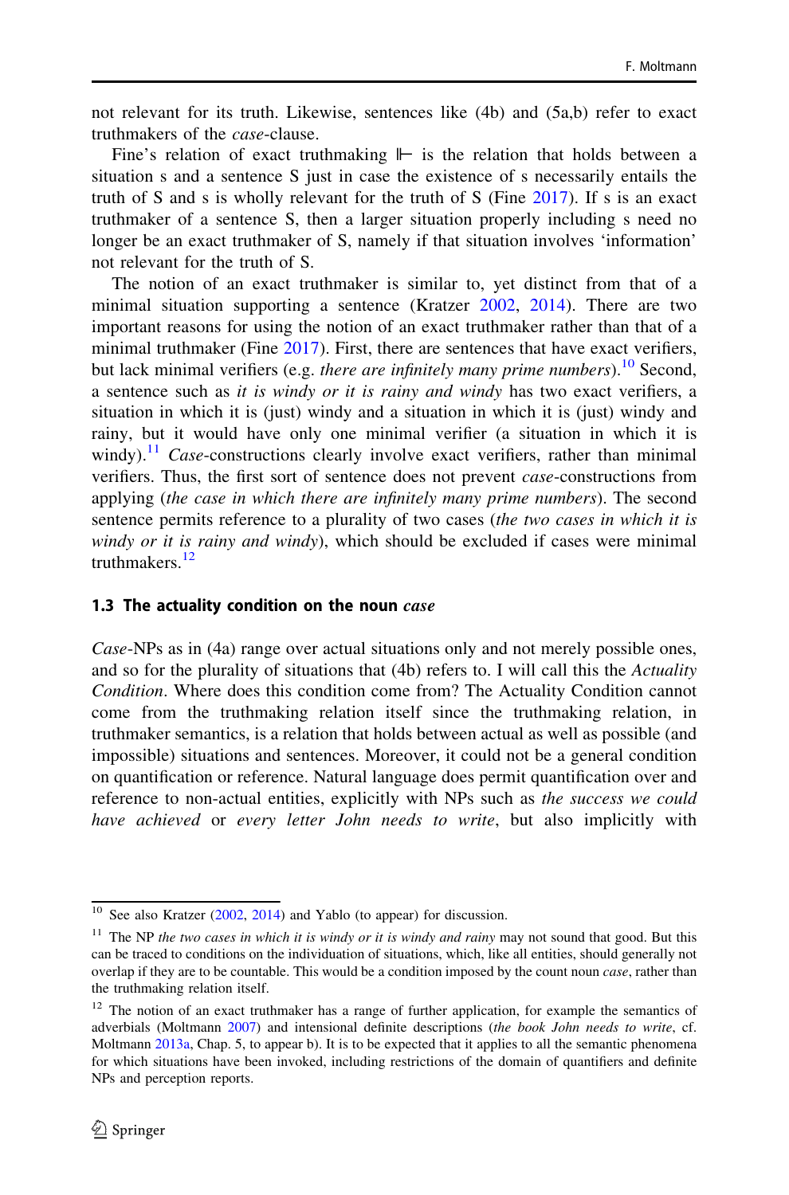not relevant for its truth. Likewise, sentences like (4b) and (5a,b) refer to exact truthmakers of the *case*-clause.

Fine's relation of exact truthmaking $\Vdash$ is the relation that holds between a situation s and a sentence S just in case the existence of s necessarily entails the truth of S and s is wholly relevant for the truth of S (Fine 2017). If s is an exact truthmaker of a sentence S, then a larger situation properly including s need no longer be an exact truthmaker of S, namely if that situation involves 'information' not relevant for the truth of S.

The notion of an exact truthmaker is similar to, yet distinct from that of a minimal situation supporting a sentence (Kratzer 2002, 2014). There are two important reasons for using the notion of an exact truthmaker rather than that of a minimal truthmaker (Fine 2017). First, there are sentences that have exact verifiers, but lack minimal verifiers (e.g. *there are infinitely many prime numbers*).[10] Second, a sentence such as *it is windy or it is rainy and windy* has two exact verifiers, a situation in which it is (just) windy and a situation in which it is (just) windy and rainy, but it would have only one minimal verifier (a situation in which it is windy).[11] *Case*-constructions clearly involve exact verifiers, rather than minimal verifiers. Thus, the first sort of sentence does not prevent *case*-constructions from applying (*the case in which there are infinitely many prime numbers*). The second sentence permits reference to a plurality of two cases (*the two cases in which it is windy or it is rainy and windy*), which should be excluded if cases were minimal truthmakers.[12]

### 1.3 The actuality condition on the noun *case*

*Case*-NPs as in (4a) range over actual situations only and not merely possible ones, and so for the plurality of situations that (4b) refers to. I will call this the *Actuality Condition*. Where does this condition come from? The Actuality Condition cannot come from the truthmaking relation itself since the truthmaking relation, in truthmaker semantics, is a relation that holds between actual as well as possible (and impossible) situations and sentences. Moreover, it could not be a general condition on quantification or reference. Natural language does permit quantification over and reference to non-actual entities, explicitly with NPs such as *the success we could have achieved* or *every letter John needs to write*, but also implicitly with

---

[10] See also Kratzer (2002, 2014) and Yablo (to appear) for discussion.

[11] The NP *the two cases in which it is windy or it is windy and rainy* may not sound that good. But this can be traced to conditions on the individuation of situations, which, like all entities, should generally not overlap if they are to be countable. This would be a condition imposed by the count noun *case*, rather than the truthmaking relation itself.

[12] The notion of an exact truthmaker has a range of further application, for example the semantics of adverbials (Moltmann 2007) and intensional definite descriptions (*the book John needs to write*, cf. Moltmann 2013a, Chap. 5, to appear b). It is to be expected that it applies to all the semantic phenomena for which situations have been invoked, including restrictions of the domain of quantifiers and definite NPs and perception reports.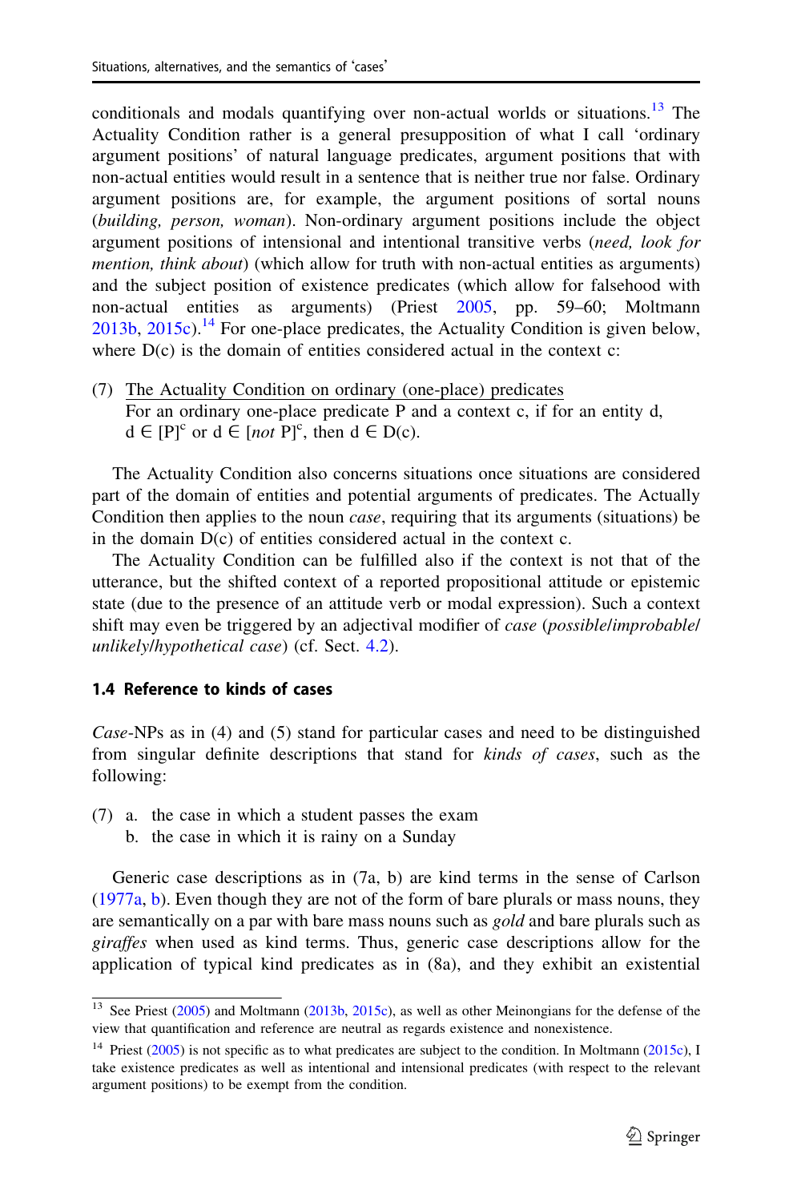conditionals and modals quantifying over non-actual worlds or situations.[13] The Actuality Condition rather is a general presupposition of what I call 'ordinary argument positions' of natural language predicates, argument positions that with non-actual entities would result in a sentence that is neither true nor false. Ordinary argument positions are, for example, the argument positions of sortal nouns (*building, person, woman*). Non-ordinary argument positions include the object argument positions of intensional and intentional transitive verbs (*need, look for mention, think about*) (which allow for truth with non-actual entities as arguments) and the subject position of existence predicates (which allow for falsehood with non-actual entities as arguments) (Priest 2005, pp. 59–60; Moltmann 2013b, 2015c).[14] For one-place predicates, the Actuality Condition is given below, where D(c) is the domain of entities considered actual in the context c:

(7) The Actuality Condition on ordinary (one-place) predicates
For an ordinary one-place predicate P and a context c, if for an entity d, $d \in [P]^c$ or $d \in [\textit{not}\ P]^c$, then $d \in D(c)$.

The Actuality Condition also concerns situations once situations are considered part of the domain of entities and potential arguments of predicates. The Actually Condition then applies to the noun *case*, requiring that its arguments (situations) be in the domain D(c) of entities considered actual in the context c.

The Actuality Condition can be fulfilled also if the context is not that of the utterance, but the shifted context of a reported propositional attitude or epistemic state (due to the presence of an attitude verb or modal expression). Such a context shift may even be triggered by an adjectival modifier of *case* (*possible/improbable/unlikely/hypothetical case*) (cf. Sect. 4.2).

### 1.4 Reference to kinds of cases

*Case*-NPs as in (4) and (5) stand for particular cases and need to be distinguished from singular definite descriptions that stand for *kinds of cases*, such as the following:

(7) a. the case in which a student passes the exam
 b. the case in which it is rainy on a Sunday

Generic case descriptions as in (7a, b) are kind terms in the sense of Carlson (1977a, b). Even though they are not of the form of bare plurals or mass nouns, they are semantically on a par with bare mass nouns such as *gold* and bare plurals such as *giraffes* when used as kind terms. Thus, generic case descriptions allow for the application of typical kind predicates as in (8a), and they exhibit an existential

[13] See Priest (2005) and Moltmann (2013b, 2015c), as well as other Meinongians for the defense of the view that quantification and reference are neutral as regards existence and nonexistence.

[14] Priest (2005) is not specific as to what predicates are subject to the condition. In Moltmann (2015c), I take existence predicates as well as intentional and intensional predicates (with respect to the relevant argument positions) to be exempt from the condition.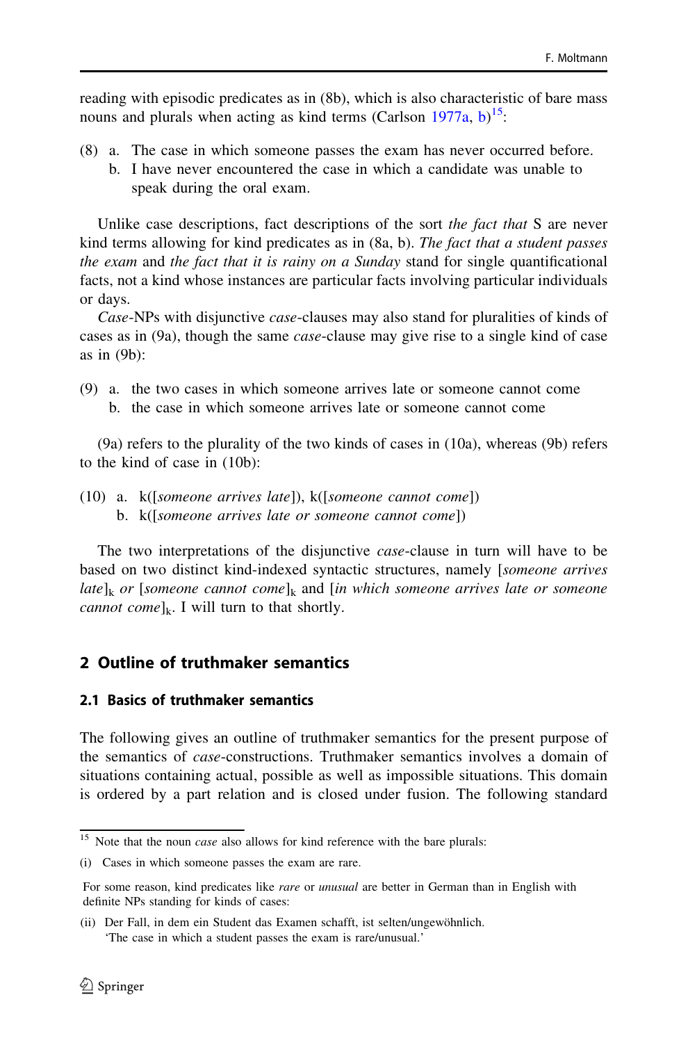reading with episodic predicates as in (8b), which is also characteristic of bare mass nouns and plurals when acting as kind terms (Carlson 1977a, b)[15]:

(8) a. The case in which someone passes the exam has never occurred before.
    b. I have never encountered the case in which a candidate was unable to speak during the oral exam.

Unlike case descriptions, fact descriptions of the sort *the fact that* S are never kind terms allowing for kind predicates as in (8a, b). *The fact that a student passes the exam* and *the fact that it is rainy on a Sunday* stand for single quantificational facts, not a kind whose instances are particular facts involving particular individuals or days.

*Case*-NPs with disjunctive *case*-clauses may also stand for pluralities of kinds of cases as in (9a), though the same *case*-clause may give rise to a single kind of case as in (9b):

(9) a. the two cases in which someone arrives late or someone cannot come
    b. the case in which someone arrives late or someone cannot come

(9a) refers to the plurality of the two kinds of cases in (10a), whereas (9b) refers to the kind of case in (10b):

(10) a. k([*someone arrives late*]), k([*someone cannot come*])
     b. k([*someone arrives late or someone cannot come*])

The two interpretations of the disjunctive *case*-clause in turn will have to be based on two distinct kind-indexed syntactic structures, namely [*someone arrives late*]$_k$ *or* [*someone cannot come*]$_k$ and [*in which someone arrives late or someone cannot come*]$_k$. I will turn to that shortly.

## 2 Outline of truthmaker semantics

### 2.1 Basics of truthmaker semantics

The following gives an outline of truthmaker semantics for the present purpose of the semantics of *case*-constructions. Truthmaker semantics involves a domain of situations containing actual, possible as well as impossible situations. This domain is ordered by a part relation and is closed under fusion. The following standard

[15] Note that the noun *case* also allows for kind reference with the bare plurals:

(i) Cases in which someone passes the exam are rare.

For some reason, kind predicates like *rare* or *unusual* are better in German than in English with definite NPs standing for kinds of cases:

(ii) Der Fall, in dem ein Student das Examen schafft, ist selten/ungewöhnlich.
     'The case in which a student passes the exam is rare/unusual.'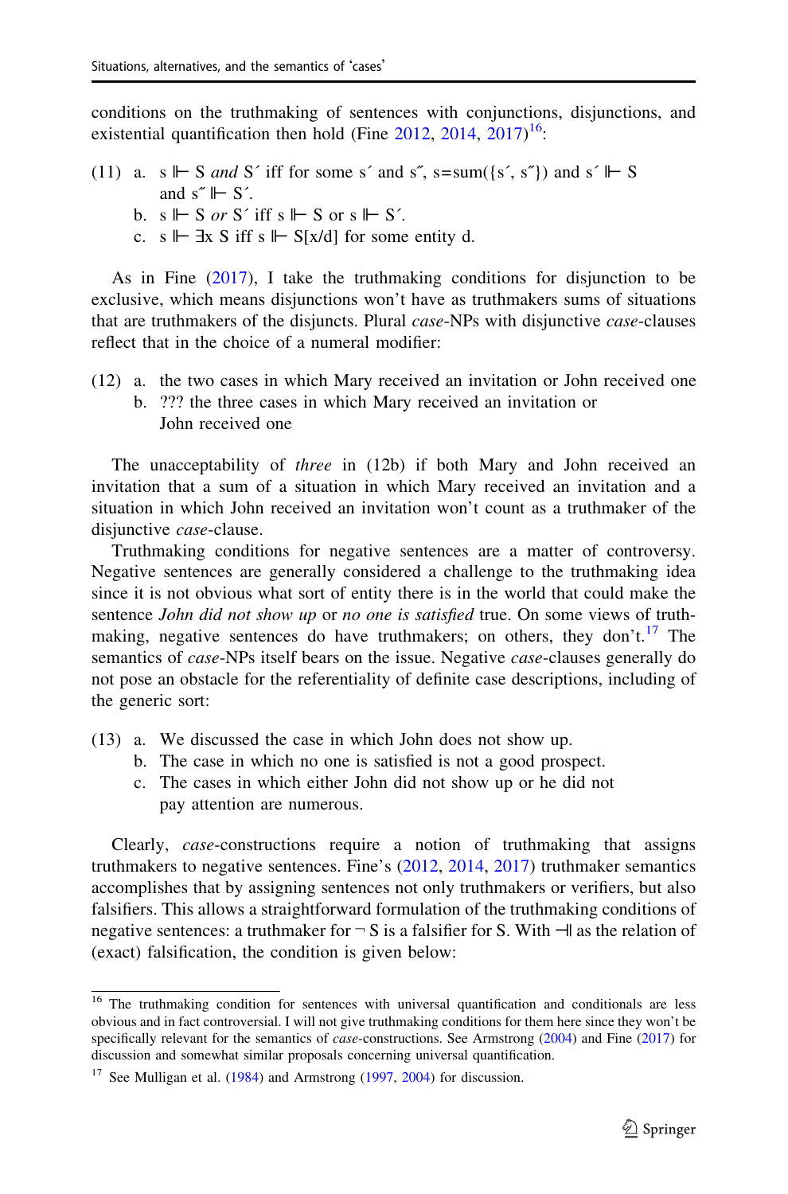conditions on the truthmaking of sentences with conjunctions, disjunctions, and existential quantification then hold (Fine 2012, 2014, 2017)[16]:

(11) a. s ⊩ S *and* S´ iff for some s´ and s˝, s=sum({s´, s˝}) and s´ ⊩ S and s˝ ⊩ S´.
b. s ⊩ S *or* S´ iff s ⊩ S or s ⊩ S´.
c. s ⊩ ∃x S iff s ⊩ S[x/d] for some entity d.

As in Fine (2017), I take the truthmaking conditions for disjunction to be exclusive, which means disjunctions won't have as truthmakers sums of situations that are truthmakers of the disjuncts. Plural *case*-NPs with disjunctive *case*-clauses reflect that in the choice of a numeral modifier:

(12) a. the two cases in which Mary received an invitation or John received one
b. ??? the three cases in which Mary received an invitation or John received one

The unacceptability of *three* in (12b) if both Mary and John received an invitation that a sum of a situation in which Mary received an invitation and a situation in which John received an invitation won't count as a truthmaker of the disjunctive *case*-clause.

Truthmaking conditions for negative sentences are a matter of controversy. Negative sentences are generally considered a challenge to the truthmaking idea since it is not obvious what sort of entity there is in the world that could make the sentence *John did not show up* or *no one is satisfied* true. On some views of truthmaking, negative sentences do have truthmakers; on others, they don't.[17] The semantics of *case*-NPs itself bears on the issue. Negative *case*-clauses generally do not pose an obstacle for the referentiality of definite case descriptions, including of the generic sort:

(13) a. We discussed the case in which John does not show up.
b. The case in which no one is satisfied is not a good prospect.
c. The cases in which either John did not show up or he did not pay attention are numerous.

Clearly, *case*-constructions require a notion of truthmaking that assigns truthmakers to negative sentences. Fine's (2012, 2014, 2017) truthmaker semantics accomplishes that by assigning sentences not only truthmakers or verifiers, but also falsifiers. This allows a straightforward formulation of the truthmaking conditions of negative sentences: a truthmaker for ¬ S is a falsifier for S. With ⫣ as the relation of (exact) falsification, the condition is given below:

---

[16] The truthmaking condition for sentences with universal quantification and conditionals are less obvious and in fact controversial. I will not give truthmaking conditions for them here since they won't be specifically relevant for the semantics of *case*-constructions. See Armstrong (2004) and Fine (2017) for discussion and somewhat similar proposals concerning universal quantification.

[17] See Mulligan et al. (1984) and Armstrong (1997, 2004) for discussion.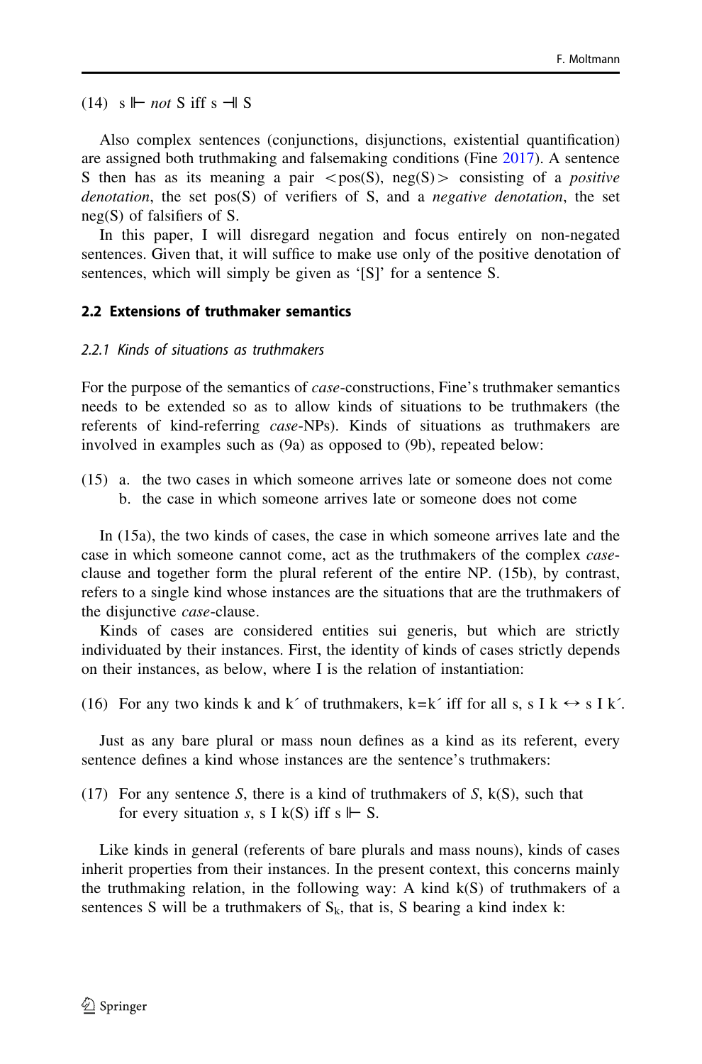(14) s ⊩ *not* S iff s ⫤ S

Also complex sentences (conjunctions, disjunctions, existential quantification) are assigned both truthmaking and falsemaking conditions (Fine 2017). A sentence S then has as its meaning a pair <pos(S), neg(S)> consisting of a *positive denotation*, the set pos(S) of verifiers of S, and a *negative denotation*, the set neg(S) of falsifiers of S.

In this paper, I will disregard negation and focus entirely on non-negated sentences. Given that, it will suffice to make use only of the positive denotation of sentences, which will simply be given as '[S]' for a sentence S.

### 2.2 Extensions of truthmaker semantics

#### 2.2.1 Kinds of situations as truthmakers

For the purpose of the semantics of *case*-constructions, Fine's truthmaker semantics needs to be extended so as to allow kinds of situations to be truthmakers (the referents of kind-referring *case*-NPs). Kinds of situations as truthmakers are involved in examples such as (9a) as opposed to (9b), repeated below:

(15) a. the two cases in which someone arrives late or someone does not come
b. the case in which someone arrives late or someone does not come

In (15a), the two kinds of cases, the case in which someone arrives late and the case in which someone cannot come, act as the truthmakers of the complex *case*-clause and together form the plural referent of the entire NP. (15b), by contrast, refers to a single kind whose instances are the situations that are the truthmakers of the disjunctive *case*-clause.

Kinds of cases are considered entities sui generis, but which are strictly individuated by their instances. First, the identity of kinds of cases strictly depends on their instances, as below, where I is the relation of instantiation:

(16) For any two kinds k and k´ of truthmakers, k=k´ iff for all s, s I k ↔ s I k´.

Just as any bare plural or mass noun defines as a kind as its referent, every sentence defines a kind whose instances are the sentence's truthmakers:

(17) For any sentence *S*, there is a kind of truthmakers of *S*, k(S), such that for every situation *s*, s I k(S) iff s ⊩ S.

Like kinds in general (referents of bare plurals and mass nouns), kinds of cases inherit properties from their instances. In the present context, this concerns mainly the truthmaking relation, in the following way: A kind k(S) of truthmakers of a sentences S will be a truthmakers of $S_k$, that is, S bearing a kind index k: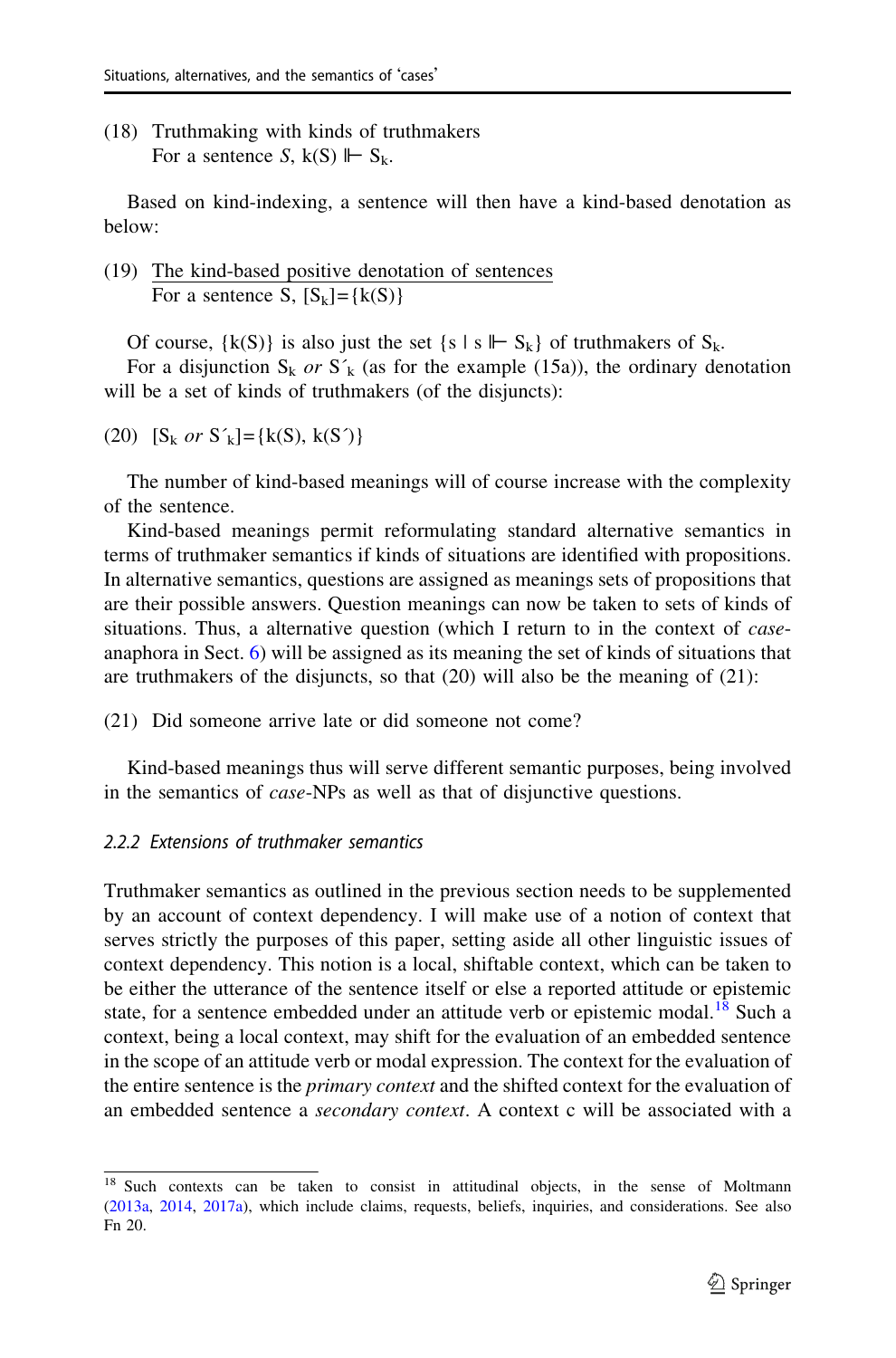(18) Truthmaking with kinds of truthmakers
For a sentence *S*, $k(S) \Vdash S_k$.

Based on kind-indexing, a sentence will then have a kind-based denotation as below:

(19) <u>The kind-based positive denotation of sentences</u>
For a sentence S, $[S_k] = \{k(S)\}$

Of course, $\{k(S)\}$ is also just the set $\{s \mid s \Vdash S_k\}$ of truthmakers of $S_k$.

For a disjunction $S_k$ *or* $S'_k$ (as for the example (15a)), the ordinary denotation will be a set of kinds of truthmakers (of the disjuncts):

(20) $[S_k$ *or* $S'_k] = \{k(S), k(S')\}$

The number of kind-based meanings will of course increase with the complexity of the sentence.

Kind-based meanings permit reformulating standard alternative semantics in terms of truthmaker semantics if kinds of situations are identified with propositions. In alternative semantics, questions are assigned as meanings sets of propositions that are their possible answers. Question meanings can now be taken to sets of kinds of situations. Thus, a alternative question (which I return to in the context of *case*-anaphora in Sect. 6) will be assigned as its meaning the set of kinds of situations that are truthmakers of the disjuncts, so that (20) will also be the meaning of (21):

(21) Did someone arrive late or did someone not come?

Kind-based meanings thus will serve different semantic purposes, being involved in the semantics of *case*-NPs as well as that of disjunctive questions.

#### 2.2.2 Extensions of truthmaker semantics

Truthmaker semantics as outlined in the previous section needs to be supplemented by an account of context dependency. I will make use of a notion of context that serves strictly the purposes of this paper, setting aside all other linguistic issues of context dependency. This notion is a local, shiftable context, which can be taken to be either the utterance of the sentence itself or else a reported attitude or epistemic state, for a sentence embedded under an attitude verb or epistemic modal.[18] Such a context, being a local context, may shift for the evaluation of an embedded sentence in the scope of an attitude verb or modal expression. The context for the evaluation of the entire sentence is the *primary context* and the shifted context for the evaluation of an embedded sentence a *secondary context*. A context c will be associated with a

---

[18] Such contexts can be taken to consist in attitudinal objects, in the sense of Moltmann (2013a, 2014, 2017a), which include claims, requests, beliefs, inquiries, and considerations. See also Fn 20.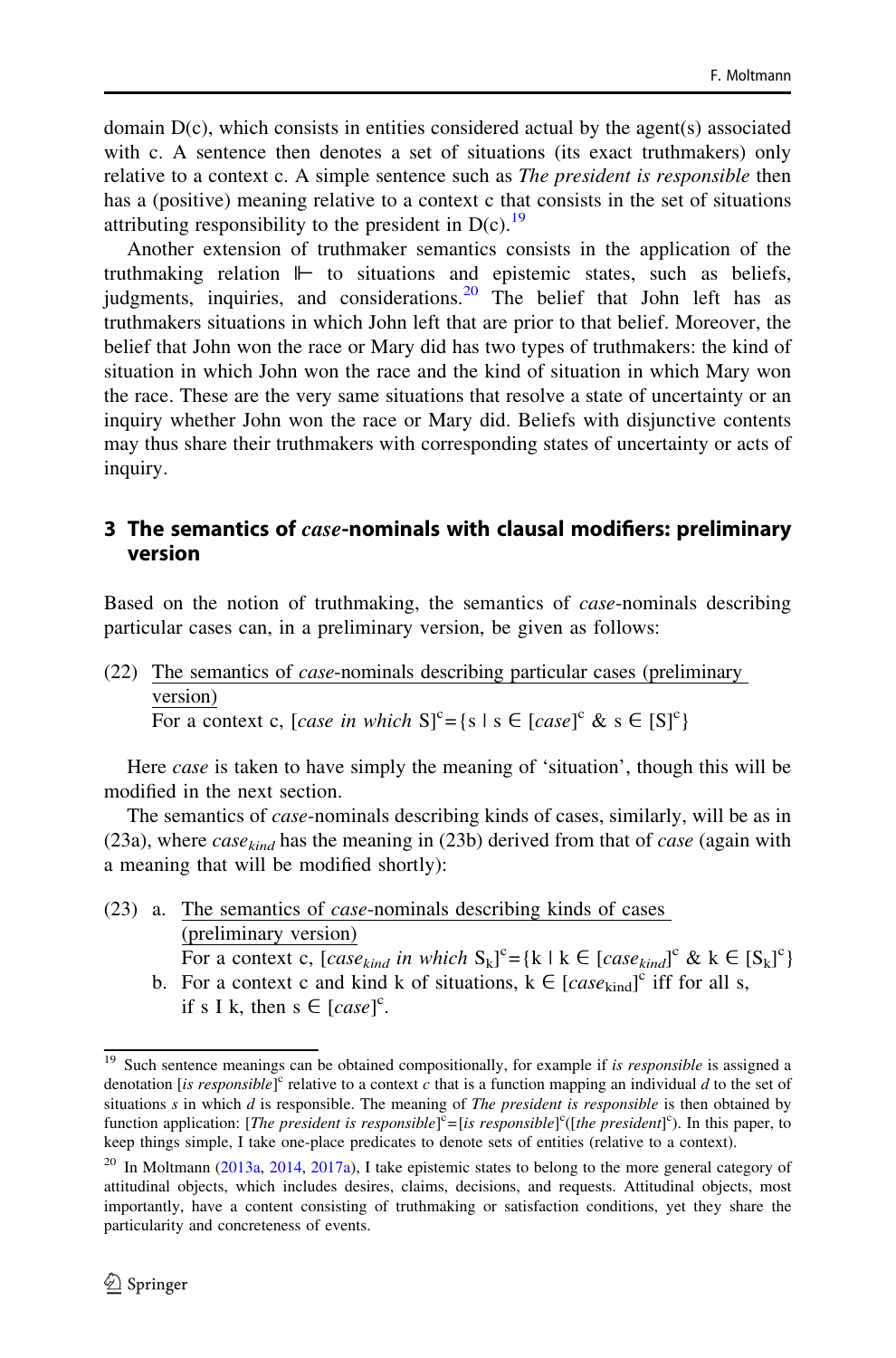domain D(c), which consists in entities considered actual by the agent(s) associated with c. A sentence then denotes a set of situations (its exact truthmakers) only relative to a context c. A simple sentence such as *The president is responsible* then has a (positive) meaning relative to a context c that consists in the set of situations attributing responsibility to the president in D(c).[19]

Another extension of truthmaker semantics consists in the application of the truthmaking relation $\Vdash$ to situations and epistemic states, such as beliefs, judgments, inquiries, and considerations.[20] The belief that John left has as truthmakers situations in which John left that are prior to that belief. Moreover, the belief that John won the race or Mary did has two types of truthmakers: the kind of situation in which John won the race and the kind of situation in which Mary won the race. These are the very same situations that resolve a state of uncertainty or an inquiry whether John won the race or Mary did. Beliefs with disjunctive contents may thus share their truthmakers with corresponding states of uncertainty or acts of inquiry.

## 3 The semantics of *case*-nominals with clausal modifiers: preliminary version

Based on the notion of truthmaking, the semantics of *case*-nominals describing particular cases can, in a preliminary version, be given as follows:

(22) The semantics of *case*-nominals describing particular cases (preliminary version)
For a context c, $[\textit{case in which } S]^c = \{s \mid s \in [\textit{case}]^c \ \&\ s \in [S]^c\}$

Here *case* is taken to have simply the meaning of 'situation', though this will be modified in the next section.

The semantics of *case*-nominals describing kinds of cases, similarly, will be as in (23a), where $case_{kind}$ has the meaning in (23b) derived from that of *case* (again with a meaning that will be modified shortly):

(23) a. The semantics of *case*-nominals describing kinds of cases (preliminary version)
For a context c, $[\textit{case}_{kind} \textit{ in which } S_k]^c = \{k \mid k \in [\textit{case}_{kind}]^c \ \&\ k \in [S_k]^c\}$

b. For a context c and kind k of situations, $k \in [\textit{case}_{kind}]^c$ iff for all s, if s I k, then $s \in [\textit{case}]^c$.

[19] Such sentence meanings can be obtained compositionally, for example if *is responsible* is assigned a denotation $[\textit{is responsible}]^c$ relative to a context *c* that is a function mapping an individual *d* to the set of situations *s* in which *d* is responsible. The meaning of *The president is responsible* is then obtained by function application: $[\textit{The president is responsible}]^c = [\textit{is responsible}]^c([\textit{the president}]^c)$. In this paper, to keep things simple, I take one-place predicates to denote sets of entities (relative to a context).

[20] In Moltmann (2013a, 2014, 2017a), I take epistemic states to belong to the more general category of attitudinal objects, which includes desires, claims, decisions, and requests. Attitudinal objects, most importantly, have a content consisting of truthmaking or satisfaction conditions, yet they share the particularity and concreteness of events.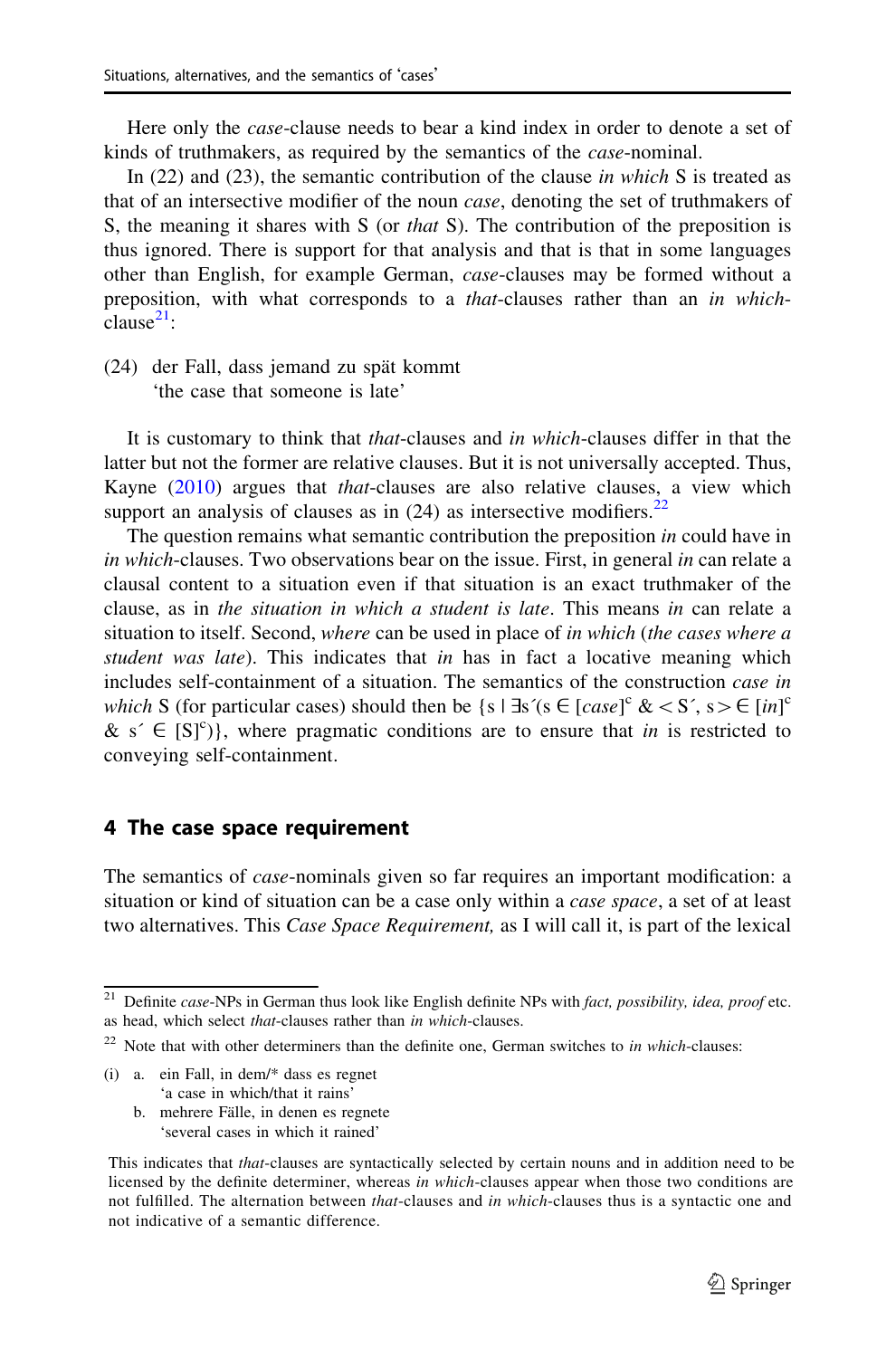Here only the *case*-clause needs to bear a kind index in order to denote a set of kinds of truthmakers, as required by the semantics of the *case*-nominal.

In (22) and (23), the semantic contribution of the clause *in which* S is treated as that of an intersective modifier of the noun *case*, denoting the set of truthmakers of S, the meaning it shares with S (or *that* S). The contribution of the preposition is thus ignored. There is support for that analysis and that is that in some languages other than English, for example German, *case*-clauses may be formed without a preposition, with what corresponds to a *that*-clauses rather than an *in which*-clause[21]:

(24) der Fall, dass jemand zu spät kommt
  'the case that someone is late'

It is customary to think that *that*-clauses and *in which*-clauses differ in that the latter but not the former are relative clauses. But it is not universally accepted. Thus, Kayne (2010) argues that *that*-clauses are also relative clauses, a view which support an analysis of clauses as in (24) as intersective modifiers.[22]

The question remains what semantic contribution the preposition *in* could have in *in which*-clauses. Two observations bear on the issue. First, in general *in* can relate a clausal content to a situation even if that situation is an exact truthmaker of the clause, as in *the situation in which a student is late*. This means *in* can relate a situation to itself. Second, *where* can be used in place of *in which* (*the cases where a student was late*). This indicates that *in* has in fact a locative meaning which includes self-containment of a situation. The semantics of the construction *case in which* S (for particular cases) should then be $\{s \mid \exists s'(s \in [case]^c \ \& <s', s> \in [in]^c \ \& \ s' \in [S]^c)\}$, where pragmatic conditions are to ensure that *in* is restricted to conveying self-containment.

## 4 The case space requirement

The semantics of *case*-nominals given so far requires an important modification: a situation or kind of situation can be a case only within a *case space*, a set of at least two alternatives. This *Case Space Requirement,* as I will call it, is part of the lexical

---

[21] Definite *case*-NPs in German thus look like English definite NPs with *fact, possibility, idea, proof* etc. as head, which select *that*-clauses rather than *in which*-clauses.

[22] Note that with other determiners than the definite one, German switches to *in which*-clauses:

(i) a. ein Fall, in dem/* dass es regnet
  'a case in which/that it rains'
 b. mehrere Fälle, in denen es regnete
  'several cases in which it rained'

This indicates that *that*-clauses are syntactically selected by certain nouns and in addition need to be licensed by the definite determiner, whereas *in which*-clauses appear when those two conditions are not fulfilled. The alternation between *that*-clauses and *in which*-clauses thus is a syntactic one and not indicative of a semantic difference.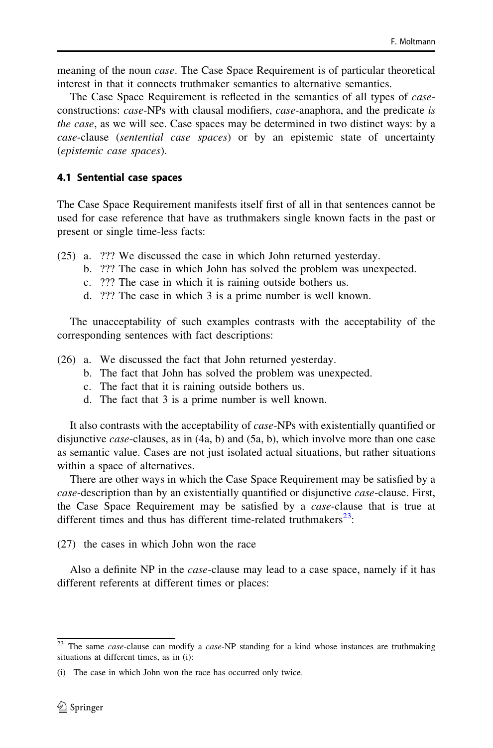meaning of the noun *case*. The Case Space Requirement is of particular theoretical interest in that it connects truthmaker semantics to alternative semantics.

The Case Space Requirement is reflected in the semantics of all types of *case*-constructions: *case*-NPs with clausal modifiers, *case*-anaphora, and the predicate *is the case*, as we will see. Case spaces may be determined in two distinct ways: by a *case*-clause (*sentential case spaces*) or by an epistemic state of uncertainty (*epistemic case spaces*).

### 4.1 Sentential case spaces

The Case Space Requirement manifests itself first of all in that sentences cannot be used for case reference that have as truthmakers single known facts in the past or present or single time-less facts:

(25) a. ??? We discussed the case in which John returned yesterday.
     b. ??? The case in which John has solved the problem was unexpected.
     c. ??? The case in which it is raining outside bothers us.
     d. ??? The case in which 3 is a prime number is well known.

The unacceptability of such examples contrasts with the acceptability of the corresponding sentences with fact descriptions:

(26) a. We discussed the fact that John returned yesterday.
     b. The fact that John has solved the problem was unexpected.
     c. The fact that it is raining outside bothers us.
     d. The fact that 3 is a prime number is well known.

It also contrasts with the acceptability of *case*-NPs with existentially quantified or disjunctive *case*-clauses, as in (4a, b) and (5a, b), which involve more than one case as semantic value. Cases are not just isolated actual situations, but rather situations within a space of alternatives.

There are other ways in which the Case Space Requirement may be satisfied by a *case*-description than by an existentially quantified or disjunctive *case*-clause. First, the Case Space Requirement may be satisfied by a *case*-clause that is true at different times and thus has different time-related truthmakers[23]:

(27) the cases in which John won the race

Also a definite NP in the *case*-clause may lead to a case space, namely if it has different referents at different times or places:

---

[23] The same *case*-clause can modify a *case*-NP standing for a kind whose instances are truthmaking situations at different times, as in (i):

(i) The case in which John won the race has occurred only twice.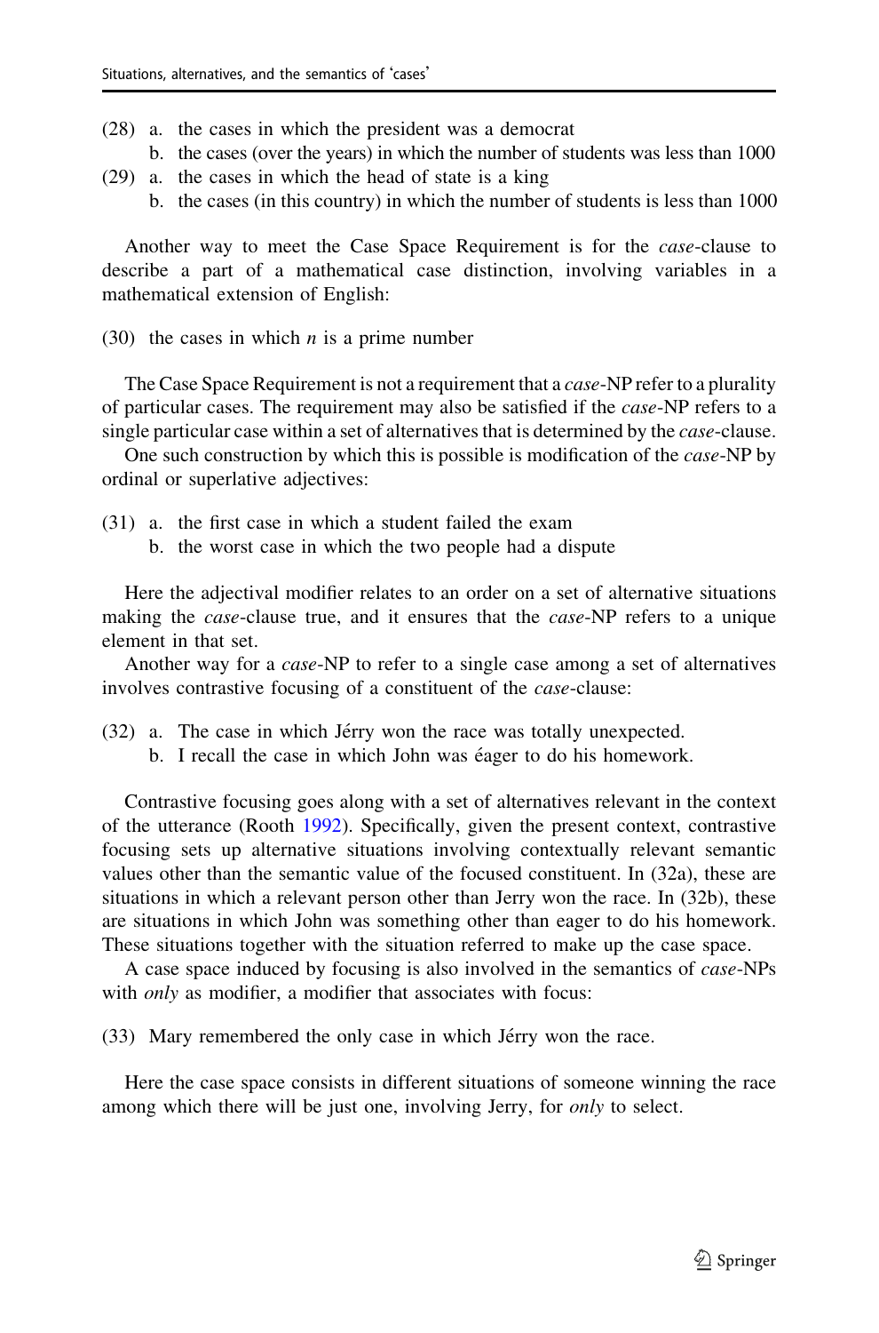(28) a. the cases in which the president was a democrat
     b. the cases (over the years) in which the number of students was less than 1000

(29) a. the cases in which the head of state is a king
     b. the cases (in this country) in which the number of students is less than 1000

Another way to meet the Case Space Requirement is for the *case*-clause to describe a part of a mathematical case distinction, involving variables in a mathematical extension of English:

(30) the cases in which $n$ is a prime number

The Case Space Requirement is not a requirement that a *case*-NP refer to a plurality of particular cases. The requirement may also be satisfied if the *case*-NP refers to a single particular case within a set of alternatives that is determined by the *case*-clause.

One such construction by which this is possible is modification of the *case*-NP by ordinal or superlative adjectives:

(31) a. the first case in which a student failed the exam
     b. the worst case in which the two people had a dispute

Here the adjectival modifier relates to an order on a set of alternative situations making the *case*-clause true, and it ensures that the *case*-NP refers to a unique element in that set.

Another way for a *case*-NP to refer to a single case among a set of alternatives involves contrastive focusing of a constituent of the *case*-clause:

(32) a. The case in which Jérry won the race was totally unexpected.
     b. I recall the case in which John was éager to do his homework.

Contrastive focusing goes along with a set of alternatives relevant in the context of the utterance (Rooth 1992). Specifically, given the present context, contrastive focusing sets up alternative situations involving contextually relevant semantic values other than the semantic value of the focused constituent. In (32a), these are situations in which a relevant person other than Jerry won the race. In (32b), these are situations in which John was something other than eager to do his homework. These situations together with the situation referred to make up the case space.

A case space induced by focusing is also involved in the semantics of *case*-NPs with *only* as modifier, a modifier that associates with focus:

(33) Mary remembered the only case in which Jérry won the race.

Here the case space consists in different situations of someone winning the race among which there will be just one, involving Jerry, for *only* to select.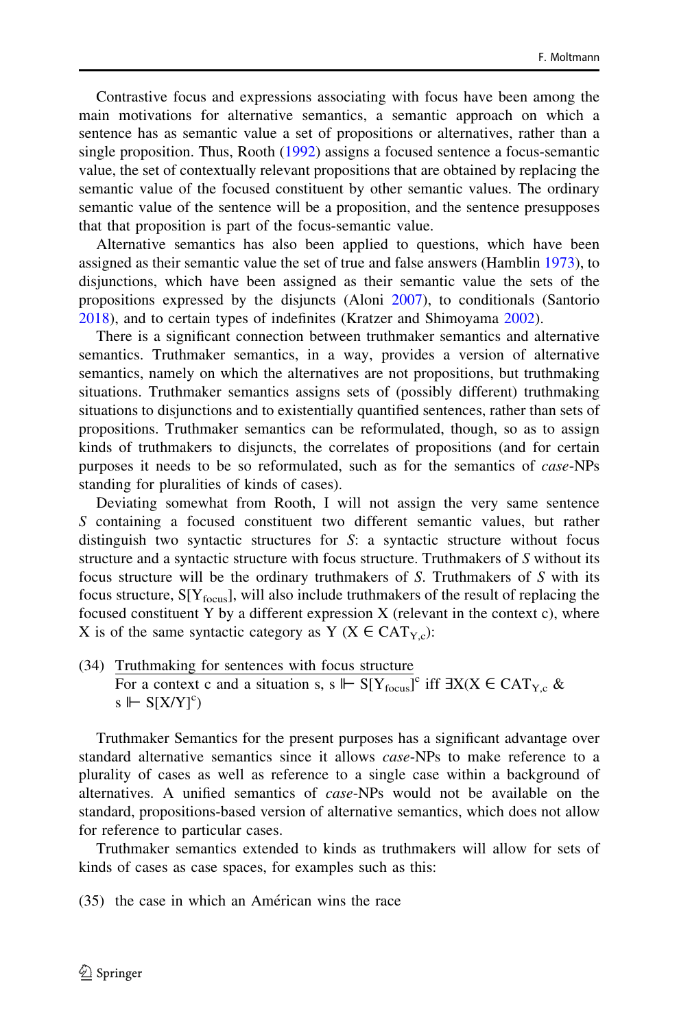Contrastive focus and expressions associating with focus have been among the main motivations for alternative semantics, a semantic approach on which a sentence has as semantic value a set of propositions or alternatives, rather than a single proposition. Thus, Rooth (1992) assigns a focused sentence a focus-semantic value, the set of contextually relevant propositions that are obtained by replacing the semantic value of the focused constituent by other semantic values. The ordinary semantic value of the sentence will be a proposition, and the sentence presupposes that that proposition is part of the focus-semantic value.

Alternative semantics has also been applied to questions, which have been assigned as their semantic value the set of true and false answers (Hamblin 1973), to disjunctions, which have been assigned as their semantic value the sets of the propositions expressed by the disjuncts (Aloni 2007), to conditionals (Santorio 2018), and to certain types of indefinites (Kratzer and Shimoyama 2002).

There is a significant connection between truthmaker semantics and alternative semantics. Truthmaker semantics, in a way, provides a version of alternative semantics, namely on which the alternatives are not propositions, but truthmaking situations. Truthmaker semantics assigns sets of (possibly different) truthmaking situations to disjunctions and to existentially quantified sentences, rather than sets of propositions. Truthmaker semantics can be reformulated, though, so as to assign kinds of truthmakers to disjuncts, the correlates of propositions (and for certain purposes it needs to be so reformulated, such as for the semantics of *case*-NPs standing for pluralities of kinds of cases).

Deviating somewhat from Rooth, I will not assign the very same sentence *S* containing a focused constituent two different semantic values, but rather distinguish two syntactic structures for *S*: a syntactic structure without focus structure and a syntactic structure with focus structure. Truthmakers of *S* without its focus structure will be the ordinary truthmakers of *S*. Truthmakers of *S* with its focus structure, $S[Y_{focus}]$, will also include truthmakers of the result of replacing the focused constituent Y by a different expression X (relevant in the context c), where X is of the same syntactic category as Y ($X \in CAT_{Y,c}$):

(34) Truthmaking for sentences with focus structure
For a context c and a situation s, $s \Vdash S[Y_{focus}]^c$ iff $\exists X(X \in CAT_{Y,c}$ & $s \Vdash S[X/Y]^c)$

Truthmaker Semantics for the present purposes has a significant advantage over standard alternative semantics since it allows *case*-NPs to make reference to a plurality of cases as well as reference to a single case within a background of alternatives. A unified semantics of *case*-NPs would not be available on the standard, propositions-based version of alternative semantics, which does not allow for reference to particular cases.

Truthmaker semantics extended to kinds as truthmakers will allow for sets of kinds of cases as case spaces, for examples such as this:

(35) the case in which an Américan wins the race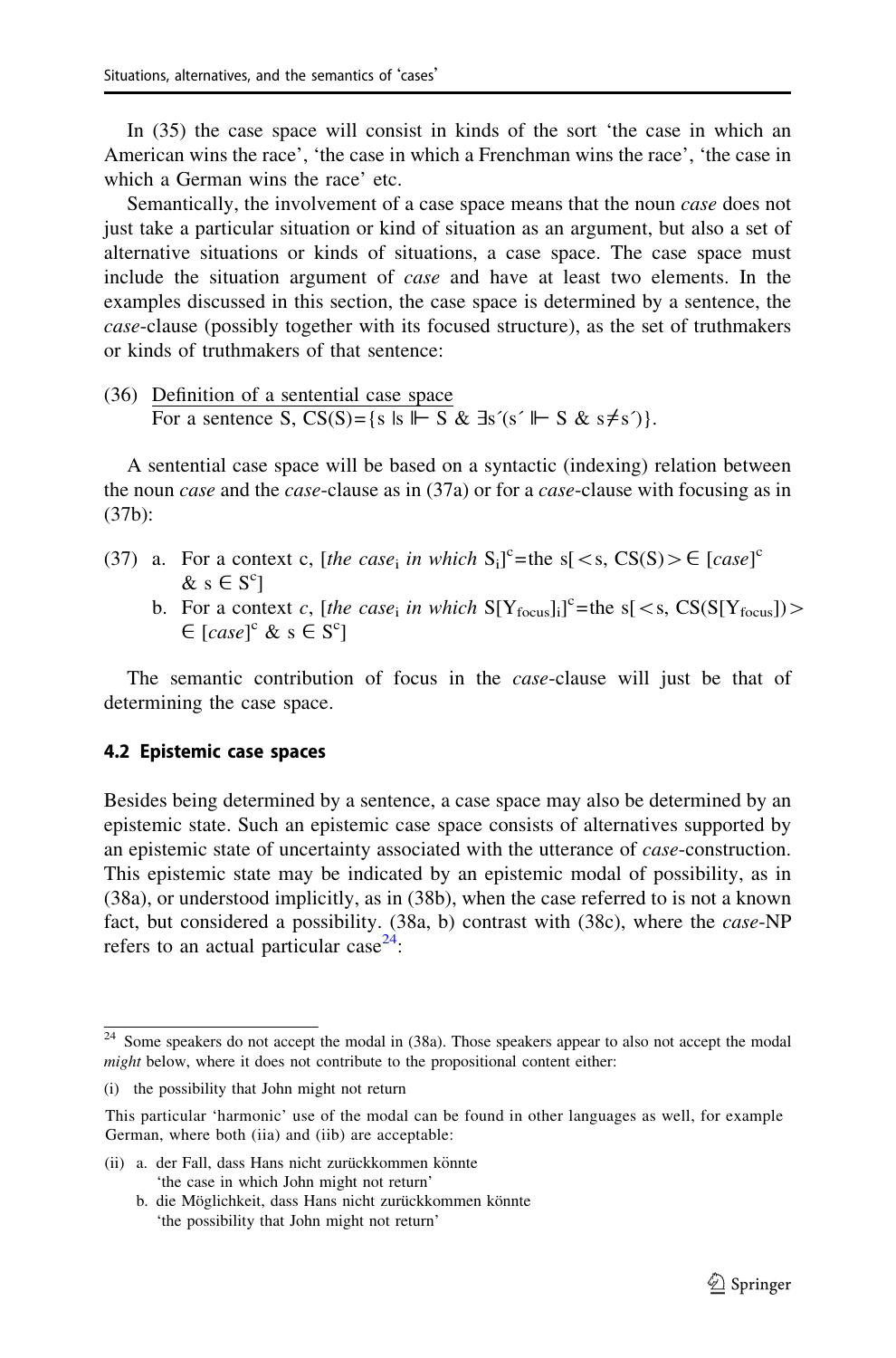In (35) the case space will consist in kinds of the sort 'the case in which an American wins the race', 'the case in which a Frenchman wins the race', 'the case in which a German wins the race' etc.

Semantically, the involvement of a case space means that the noun *case* does not just take a particular situation or kind of situation as an argument, but also a set of alternative situations or kinds of situations, a case space. The case space must include the situation argument of *case* and have at least two elements. In the examples discussed in this section, the case space is determined by a sentence, the *case*-clause (possibly together with its focused structure), as the set of truthmakers or kinds of truthmakers of that sentence:

(36) Definition of a sentential case space
For a sentence S, $CS(S) = \{s \mid s \Vdash S \; \& \; \exists s'(s' \Vdash S \; \& \; s \neq s')\}$.

A sentential case space will be based on a syntactic (indexing) relation between the noun *case* and the *case*-clause as in (37a) or for a *case*-clause with focusing as in (37b):

(37) a. For a context c, $[\textit{the case}_i \textit{ in which } S_i]^c = \text{the } s[<s, CS(S)> \in [\textit{case}]^c \; \& \; s \in S^c]$

b. For a context *c*, $[\textit{the case}_i \textit{ in which } S[Y_{focus}]_i]^c = \text{the } s[<s, CS(S[Y_{focus}])> \in [\textit{case}]^c \; \& \; s \in S^c]$

The semantic contribution of focus in the *case*-clause will just be that of determining the case space.

### 4.2 Epistemic case spaces

Besides being determined by a sentence, a case space may also be determined by an epistemic state. Such an epistemic case space consists of alternatives supported by an epistemic state of uncertainty associated with the utterance of *case*-construction. This epistemic state may be indicated by an epistemic modal of possibility, as in (38a), or understood implicitly, as in (38b), when the case referred to is not a known fact, but considered a possibility. (38a, b) contrast with (38c), where the *case*-NP refers to an actual particular case[24]:

---

[24] Some speakers do not accept the modal in (38a). Those speakers appear to also not accept the modal *might* below, where it does not contribute to the propositional content either:

(i) the possibility that John might not return

This particular 'harmonic' use of the modal can be found in other languages as well, for example German, where both (iia) and (iib) are acceptable:

(ii) a. der Fall, dass Hans nicht zurückkommen könnte
'the case in which John might not return'

b. die Möglichkeit, dass Hans nicht zurückkommen könnte
'the possibility that John might not return'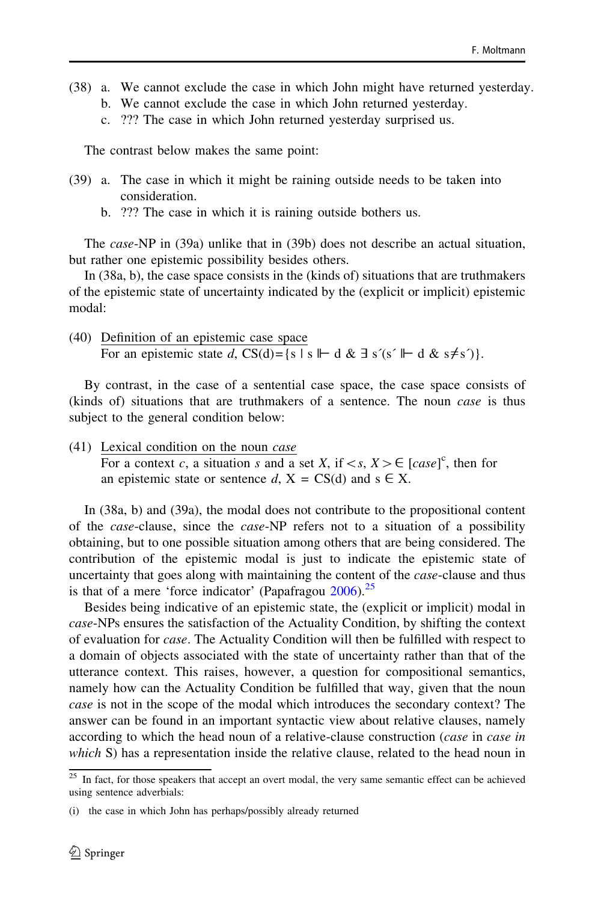(38) a. We cannot exclude the case in which John might have returned yesterday.
b. We cannot exclude the case in which John returned yesterday.
c. ??? The case in which John returned yesterday surprised us.

The contrast below makes the same point:

(39) a. The case in which it might be raining outside needs to be taken into consideration.
b. ??? The case in which it is raining outside bothers us.

The *case*-NP in (39a) unlike that in (39b) does not describe an actual situation, but rather one epistemic possibility besides others.

In (38a, b), the case space consists in the (kinds of) situations that are truthmakers of the epistemic state of uncertainty indicated by the (explicit or implicit) epistemic modal:

(40) Definition of an epistemic case space
For an epistemic state *d*, $CS(d) = \{s \mid s \Vdash d \; \& \; \exists s'(s' \Vdash d \; \& \; s \neq s')\}$.

By contrast, in the case of a sentential case space, the case space consists of (kinds of) situations that are truthmakers of a sentence. The noun *case* is thus subject to the general condition below:

(41) Lexical condition on the noun *case*
For a context *c*, a situation *s* and a set *X*, if $<s, X> \in [case]^c$, then for an epistemic state or sentence *d*, $X = CS(d)$ and $s \in X$.

In (38a, b) and (39a), the modal does not contribute to the propositional content of the *case*-clause, since the *case*-NP refers not to a situation of a possibility obtaining, but to one possible situation among others that are being considered. The contribution of the epistemic modal is just to indicate the epistemic state of uncertainty that goes along with maintaining the content of the *case*-clause and thus is that of a mere 'force indicator' (Papafragou 2006).[25]

Besides being indicative of an epistemic state, the (explicit or implicit) modal in *case*-NPs ensures the satisfaction of the Actuality Condition, by shifting the context of evaluation for *case*. The Actuality Condition will then be fulfilled with respect to a domain of objects associated with the state of uncertainty rather than that of the utterance context. This raises, however, a question for compositional semantics, namely how can the Actuality Condition be fulfilled that way, given that the noun *case* is not in the scope of the modal which introduces the secondary context? The answer can be found in an important syntactic view about relative clauses, namely according to which the head noun of a relative-clause construction (*case* in *case in which* S) has a representation inside the relative clause, related to the head noun in

---

[25] In fact, for those speakers that accept an overt modal, the very same semantic effect can be achieved using sentence adverbials:

(i) the case in which John has perhaps/possibly already returned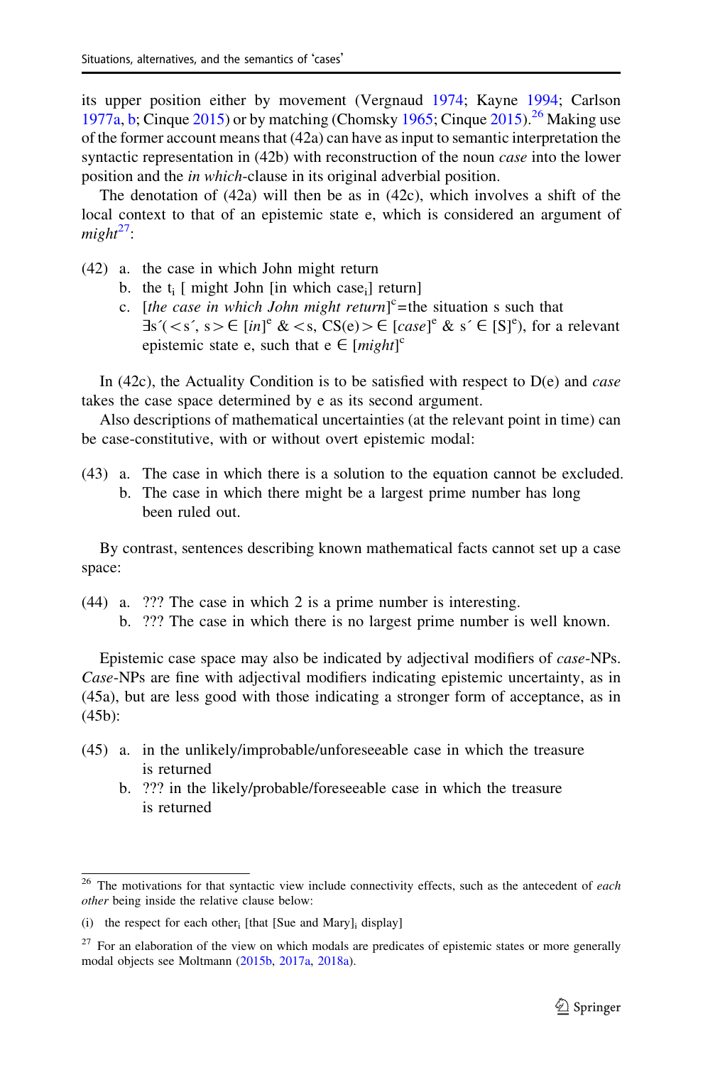its upper position either by movement (Vergnaud 1974; Kayne 1994; Carlson 1977a, b; Cinque 2015) or by matching (Chomsky 1965; Cinque 2015).[26] Making use of the former account means that (42a) can have as input to semantic interpretation the syntactic representation in (42b) with reconstruction of the noun *case* into the lower position and the *in which*-clause in its original adverbial position.

The denotation of (42a) will then be as in (42c), which involves a shift of the local context to that of an epistemic state e, which is considered an argument of *might*[27]:

(42) a. the case in which John might return
 b. the $t_i$ [ might John [in which $case_i$] return]
 c. $[$*the case in which John might return*$]^c$ = the situation s such that $\exists s'(<s', s> \in [in]^e$ & $<s, CS(e)> \in [case]^e$ & $s' \in [S]^e)$, for a relevant epistemic state e, such that $e \in [might]^c$

In (42c), the Actuality Condition is to be satisfied with respect to D(e) and *case* takes the case space determined by e as its second argument.

Also descriptions of mathematical uncertainties (at the relevant point in time) can be case-constitutive, with or without overt epistemic modal:

(43) a. The case in which there is a solution to the equation cannot be excluded.
 b. The case in which there might be a largest prime number has long been ruled out.

By contrast, sentences describing known mathematical facts cannot set up a case space:

(44) a. ??? The case in which 2 is a prime number is interesting.
 b. ??? The case in which there is no largest prime number is well known.

Epistemic case space may also be indicated by adjectival modifiers of *case*-NPs. *Case*-NPs are fine with adjectival modifiers indicating epistemic uncertainty, as in (45a), but are less good with those indicating a stronger form of acceptance, as in (45b):

(45) a. in the unlikely/improbable/unforeseeable case in which the treasure is returned
 b. ??? in the likely/probable/foreseeable case in which the treasure is returned

---

[26] The motivations for that syntactic view include connectivity effects, such as the antecedent of *each other* being inside the relative clause below:

(i) the respect for each $other_i$ [that [Sue and Mary]$_i$ display]

[27] For an elaboration of the view on which modals are predicates of epistemic states or more generally modal objects see Moltmann (2015b, 2017a, 2018a).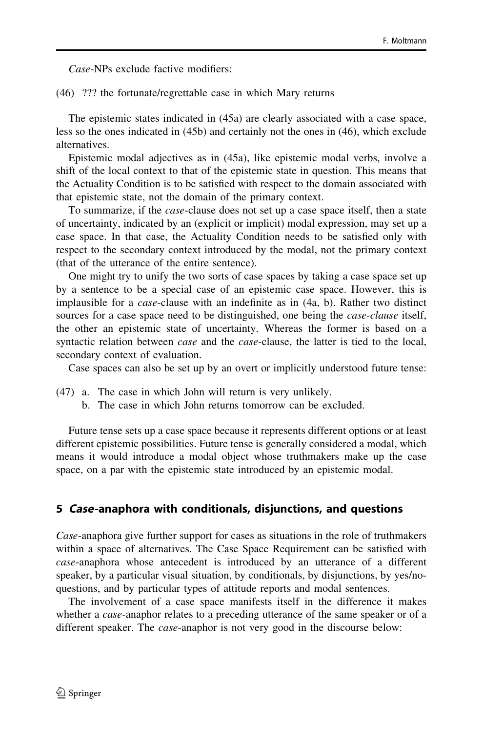*Case*-NPs exclude factive modifiers:

(46) ??? the fortunate/regrettable case in which Mary returns

The epistemic states indicated in (45a) are clearly associated with a case space, less so the ones indicated in (45b) and certainly not the ones in (46), which exclude alternatives.

Epistemic modal adjectives as in (45a), like epistemic modal verbs, involve a shift of the local context to that of the epistemic state in question. This means that the Actuality Condition is to be satisfied with respect to the domain associated with that epistemic state, not the domain of the primary context.

To summarize, if the *case*-clause does not set up a case space itself, then a state of uncertainty, indicated by an (explicit or implicit) modal expression, may set up a case space. In that case, the Actuality Condition needs to be satisfied only with respect to the secondary context introduced by the modal, not the primary context (that of the utterance of the entire sentence).

One might try to unify the two sorts of case spaces by taking a case space set up by a sentence to be a special case of an epistemic case space. However, this is implausible for a *case*-clause with an indefinite as in (4a, b). Rather two distinct sources for a case space need to be distinguished, one being the *case-clause* itself, the other an epistemic state of uncertainty. Whereas the former is based on a syntactic relation between *case* and the *case*-clause, the latter is tied to the local, secondary context of evaluation.

Case spaces can also be set up by an overt or implicitly understood future tense:

(47) a. The case in which John will return is very unlikely.
b. The case in which John returns tomorrow can be excluded.

Future tense sets up a case space because it represents different options or at least different epistemic possibilities. Future tense is generally considered a modal, which means it would introduce a modal object whose truthmakers make up the case space, on a par with the epistemic state introduced by an epistemic modal.

## 5 *Case*-anaphora with conditionals, disjunctions, and questions

*Case*-anaphora give further support for cases as situations in the role of truthmakers within a space of alternatives. The Case Space Requirement can be satisfied with *case*-anaphora whose antecedent is introduced by an utterance of a different speaker, by a particular visual situation, by conditionals, by disjunctions, by yes/no-questions, and by particular types of attitude reports and modal sentences.

The involvement of a case space manifests itself in the difference it makes whether a *case*-anaphor relates to a preceding utterance of the same speaker or of a different speaker. The *case*-anaphor is not very good in the discourse below: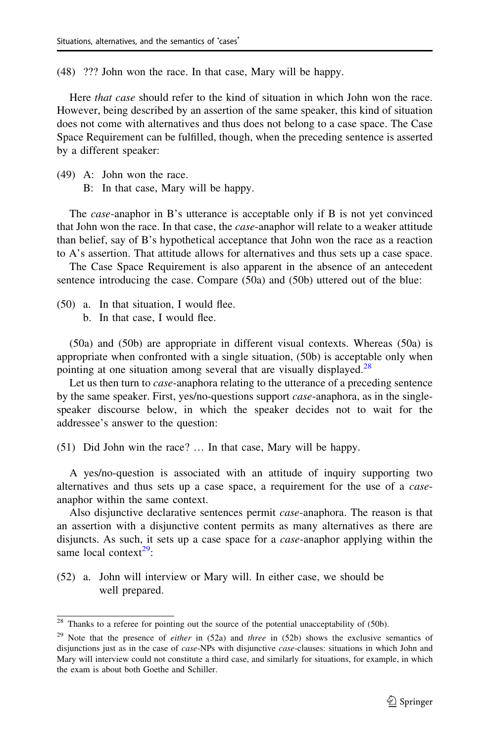(48) ??? John won the race. In that case, Mary will be happy.

Here *that case* should refer to the kind of situation in which John won the race. However, being described by an assertion of the same speaker, this kind of situation does not come with alternatives and thus does not belong to a case space. The Case Space Requirement can be fulfilled, though, when the preceding sentence is asserted by a different speaker:

(49) A: John won the race.  
B: In that case, Mary will be happy.

The *case*-anaphor in B's utterance is acceptable only if B is not yet convinced that John won the race. In that case, the *case*-anaphor will relate to a weaker attitude than belief, say of B's hypothetical acceptance that John won the race as a reaction to A's assertion. That attitude allows for alternatives and thus sets up a case space.

The Case Space Requirement is also apparent in the absence of an antecedent sentence introducing the case. Compare (50a) and (50b) uttered out of the blue:

(50) a. In that situation, I would flee.  
b. In that case, I would flee.

(50a) and (50b) are appropriate in different visual contexts. Whereas (50a) is appropriate when confronted with a single situation, (50b) is acceptable only when pointing at one situation among several that are visually displayed.[28]

Let us then turn to *case*-anaphora relating to the utterance of a preceding sentence by the same speaker. First, yes/no-questions support *case*-anaphora, as in the single-speaker discourse below, in which the speaker decides not to wait for the addressee's answer to the question:

(51) Did John win the race? … In that case, Mary will be happy.

A yes/no-question is associated with an attitude of inquiry supporting two alternatives and thus sets up a case space, a requirement for the use of a *case*-anaphor within the same context.

Also disjunctive declarative sentences permit *case*-anaphora. The reason is that an assertion with a disjunctive content permits as many alternatives as there are disjuncts. As such, it sets up a case space for a *case*-anaphor applying within the same local context[29]:

(52) a. John will interview or Mary will. In either case, we should be well prepared.

---

[28] Thanks to a referee for pointing out the source of the potential unacceptability of (50b).

[29] Note that the presence of *either* in (52a) and *three* in (52b) shows the exclusive semantics of disjunctions just as in the case of *case*-NPs with disjunctive *case*-clauses: situations in which John and Mary will interview could not constitute a third case, and similarly for situations, for example, in which the exam is about both Goethe and Schiller.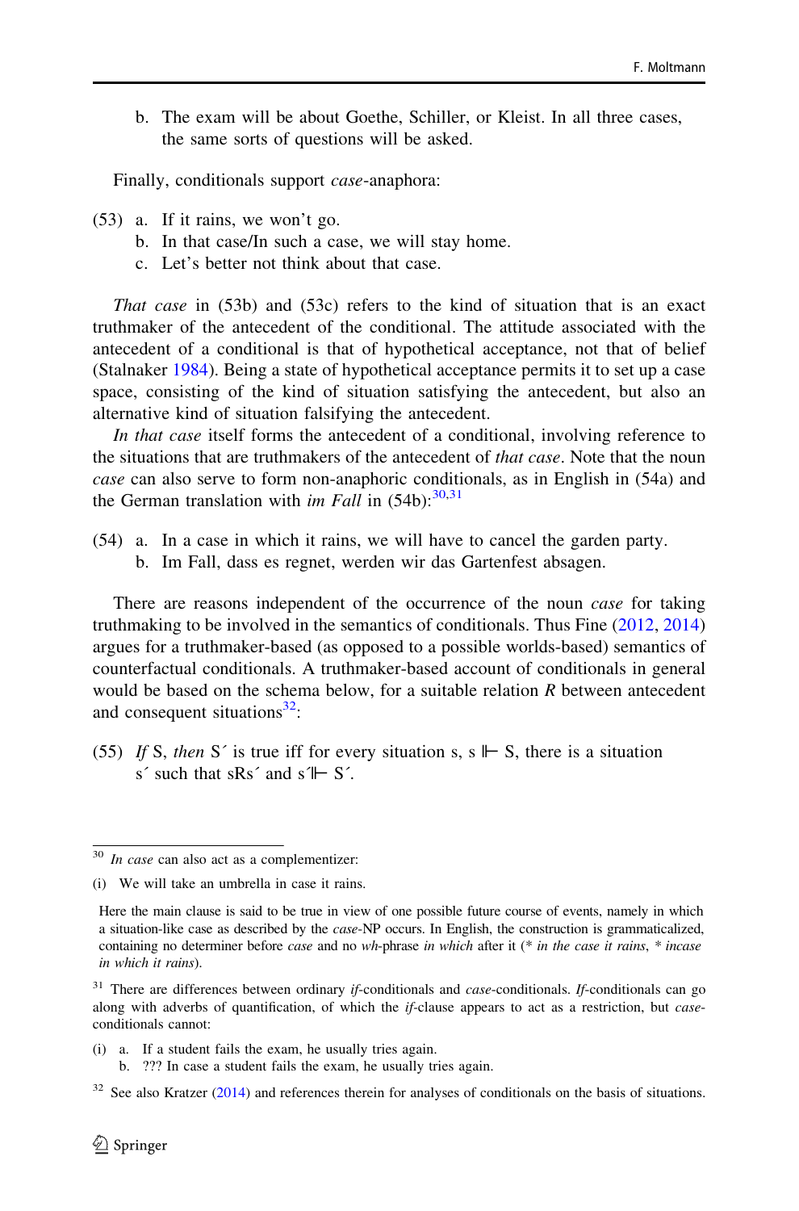b. The exam will be about Goethe, Schiller, or Kleist. In all three cases, the same sorts of questions will be asked.

Finally, conditionals support *case*-anaphora:

(53) a. If it rains, we won't go.
  b. In that case/In such a case, we will stay home.
  c. Let's better not think about that case.

*That case* in (53b) and (53c) refers to the kind of situation that is an exact truthmaker of the antecedent of the conditional. The attitude associated with the antecedent of a conditional is that of hypothetical acceptance, not that of belief (Stalnaker 1984). Being a state of hypothetical acceptance permits it to set up a case space, consisting of the kind of situation satisfying the antecedent, but also an alternative kind of situation falsifying the antecedent.

*In that case* itself forms the antecedent of a conditional, involving reference to the situations that are truthmakers of the antecedent of *that case*. Note that the noun *case* can also serve to form non-anaphoric conditionals, as in English in (54a) and the German translation with *im Fall* in (54b):[30,31]

(54) a. In a case in which it rains, we will have to cancel the garden party.
  b. Im Fall, dass es regnet, werden wir das Gartenfest absagen.

There are reasons independent of the occurrence of the noun *case* for taking truthmaking to be involved in the semantics of conditionals. Thus Fine (2012, 2014) argues for a truthmaker-based (as opposed to a possible worlds-based) semantics of counterfactual conditionals. A truthmaker-based account of conditionals in general would be based on the schema below, for a suitable relation *R* between antecedent and consequent situations[32]:

(55) *If* S, *then* S´ is true iff for every situation s, s $\Vdash$ S, there is a situation s´ such that sR s´ and s´$\Vdash$ S´.

---

[30] *In case* can also act as a complementizer:

(i) We will take an umbrella in case it rains.

Here the main clause is said to be true in view of one possible future course of events, namely in which a situation-like case as described by the *case*-NP occurs. In English, the construction is grammaticalized, containing no determiner before *case* and no *wh*-phrase *in which* after it (* *in the case it rains*, * *incase in which it rains*).

[31] There are differences between ordinary *if*-conditionals and *case*-conditionals. *If*-conditionals can go along with adverbs of quantification, of which the *if*-clause appears to act as a restriction, but *case*-conditionals cannot:

(i) a. If a student fails the exam, he usually tries again.
  b. ??? In case a student fails the exam, he usually tries again.

[32] See also Kratzer (2014) and references therein for analyses of conditionals on the basis of situations.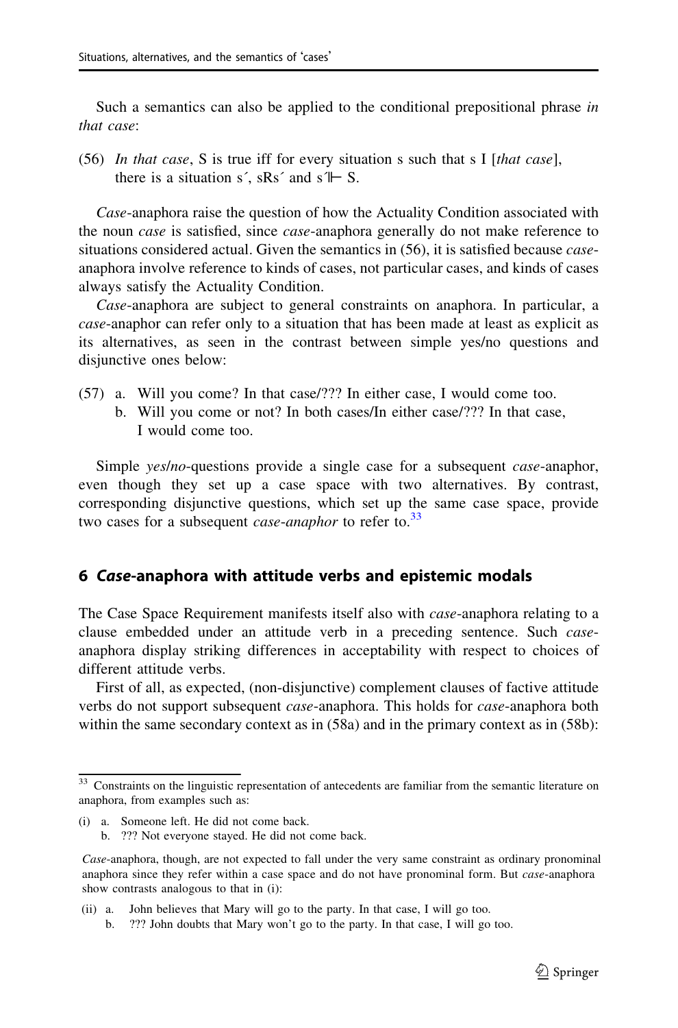Such a semantics can also be applied to the conditional prepositional phrase *in that case*:

(56) *In that case*, S is true iff for every situation s such that s I [*that case*], there is a situation s´, sRs´ and s´⊩ S.

*Case*-anaphora raise the question of how the Actuality Condition associated with the noun *case* is satisfied, since *case*-anaphora generally do not make reference to situations considered actual. Given the semantics in (56), it is satisfied because *case*-anaphora involve reference to kinds of cases, not particular cases, and kinds of cases always satisfy the Actuality Condition.

*Case*-anaphora are subject to general constraints on anaphora. In particular, a *case*-anaphor can refer only to a situation that has been made at least as explicit as its alternatives, as seen in the contrast between simple yes/no questions and disjunctive ones below:

(57) a. Will you come? In that case/??? In either case, I would come too.
b. Will you come or not? In both cases/In either case/??? In that case, I would come too.

Simple *yes/no*-questions provide a single case for a subsequent *case*-anaphor, even though they set up a case space with two alternatives. By contrast, corresponding disjunctive questions, which set up the same case space, provide two cases for a subsequent *case-anaphor* to refer to.[33]

## 6 *Case*-anaphora with attitude verbs and epistemic modals

The Case Space Requirement manifests itself also with *case*-anaphora relating to a clause embedded under an attitude verb in a preceding sentence. Such *case*-anaphora display striking differences in acceptability with respect to choices of different attitude verbs.

First of all, as expected, (non-disjunctive) complement clauses of factive attitude verbs do not support subsequent *case*-anaphora. This holds for *case*-anaphora both within the same secondary context as in (58a) and in the primary context as in (58b):

---

[33] Constraints on the linguistic representation of antecedents are familiar from the semantic literature on anaphora, from examples such as:

(i) a. Someone left. He did not come back.
b. ??? Not everyone stayed. He did not come back.

*Case*-anaphora, though, are not expected to fall under the very same constraint as ordinary pronominal anaphora since they refer within a case space and do not have pronominal form. But *case*-anaphora show contrasts analogous to that in (i):

(ii) a. John believes that Mary will go to the party. In that case, I will go too.
b. ??? John doubts that Mary won't go to the party. In that case, I will go too.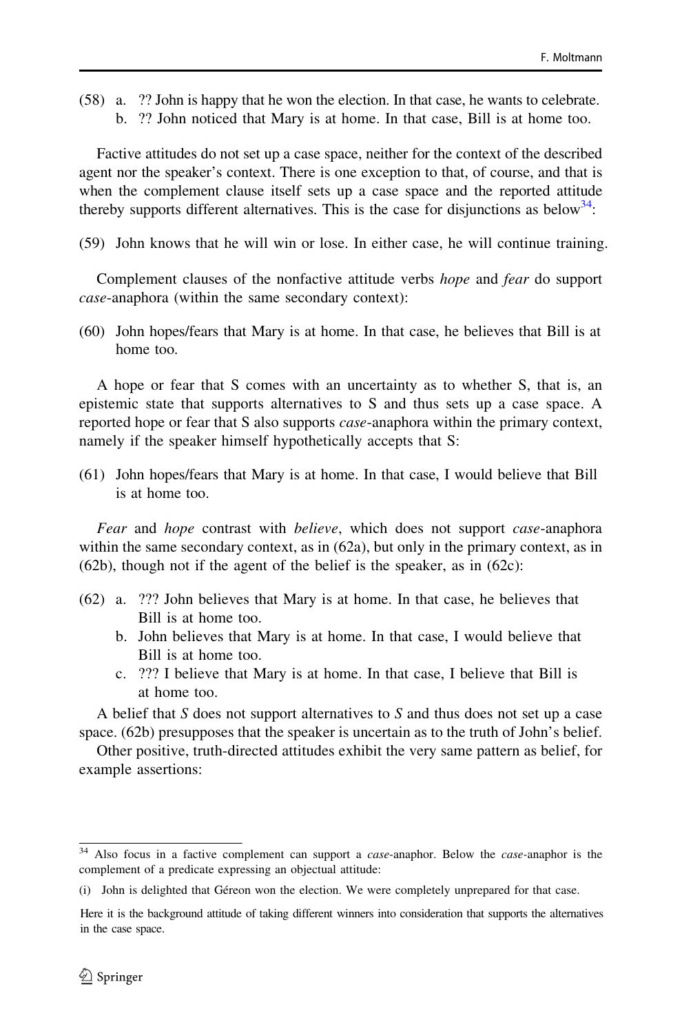(58) a. ?? John is happy that he won the election. In that case, he wants to celebrate.
     b. ?? John noticed that Mary is at home. In that case, Bill is at home too.

Factive attitudes do not set up a case space, neither for the context of the described agent nor the speaker's context. There is one exception to that, of course, and that is when the complement clause itself sets up a case space and the reported attitude thereby supports different alternatives. This is the case for disjunctions as below[34]:

(59) John knows that he will win or lose. In either case, he will continue training.

Complement clauses of the nonfactive attitude verbs *hope* and *fear* do support *case*-anaphora (within the same secondary context):

(60) John hopes/fears that Mary is at home. In that case, he believes that Bill is at home too.

A hope or fear that S comes with an uncertainty as to whether S, that is, an epistemic state that supports alternatives to S and thus sets up a case space. A reported hope or fear that S also supports *case*-anaphora within the primary context, namely if the speaker himself hypothetically accepts that S:

(61) John hopes/fears that Mary is at home. In that case, I would believe that Bill is at home too.

*Fear* and *hope* contrast with *believe*, which does not support *case*-anaphora within the same secondary context, as in (62a), but only in the primary context, as in (62b), though not if the agent of the belief is the speaker, as in (62c):

(62) a. ??? John believes that Mary is at home. In that case, he believes that Bill is at home too.
     b. John believes that Mary is at home. In that case, I would believe that Bill is at home too.
     c. ??? I believe that Mary is at home. In that case, I believe that Bill is at home too.

A belief that *S* does not support alternatives to *S* and thus does not set up a case space. (62b) presupposes that the speaker is uncertain as to the truth of John's belief.

Other positive, truth-directed attitudes exhibit the very same pattern as belief, for example assertions:

---

[34] Also focus in a factive complement can support a *case*-anaphor. Below the *case*-anaphor is the complement of a predicate expressing an objectual attitude:

(i) John is delighted that Géreon won the election. We were completely unprepared for that case.

Here it is the background attitude of taking different winners into consideration that supports the alternatives in the case space.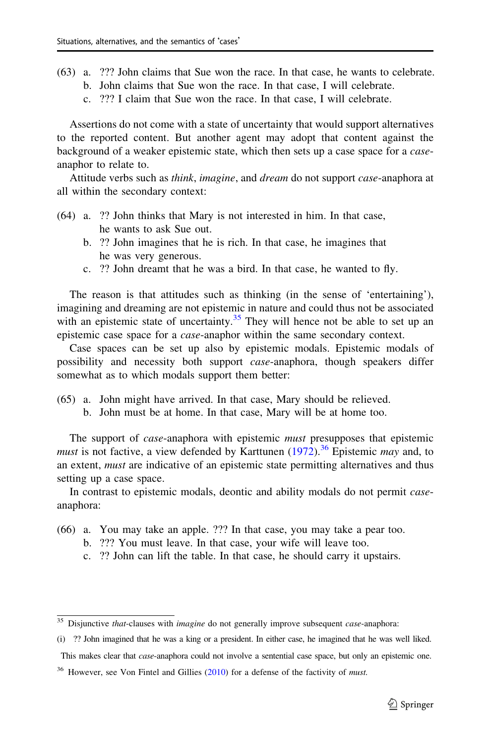(63) a. ??? John claims that Sue won the race. In that case, he wants to celebrate.
  b. John claims that Sue won the race. In that case, I will celebrate.
  c. ??? I claim that Sue won the race. In that case, I will celebrate.

Assertions do not come with a state of uncertainty that would support alternatives to the reported content. But another agent may adopt that content against the background of a weaker epistemic state, which then sets up a case space for a *case*-anaphor to relate to.

Attitude verbs such as *think*, *imagine*, and *dream* do not support *case*-anaphora at all within the secondary context:

(64) a. ?? John thinks that Mary is not interested in him. In that case, he wants to ask Sue out.
  b. ?? John imagines that he is rich. In that case, he imagines that he was very generous.
  c. ?? John dreamt that he was a bird. In that case, he wanted to fly.

The reason is that attitudes such as thinking (in the sense of 'entertaining'), imagining and dreaming are not epistemic in nature and could thus not be associated with an epistemic state of uncertainty.[35] They will hence not be able to set up an epistemic case space for a *case*-anaphor within the same secondary context.

Case spaces can be set up also by epistemic modals. Epistemic modals of possibility and necessity both support *case*-anaphora, though speakers differ somewhat as to which modals support them better:

(65) a. John might have arrived. In that case, Mary should be relieved.
  b. John must be at home. In that case, Mary will be at home too.

The support of *case*-anaphora with epistemic *must* presupposes that epistemic *must* is not factive, a view defended by Karttunen (1972).[36] Epistemic *may* and, to an extent, *must* are indicative of an epistemic state permitting alternatives and thus setting up a case space.

In contrast to epistemic modals, deontic and ability modals do not permit *case*-anaphora:

(66) a. You may take an apple. ??? In that case, you may take a pear too.
  b. ??? You must leave. In that case, your wife will leave too.
  c. ?? John can lift the table. In that case, he should carry it upstairs.

---

[35] Disjunctive *that*-clauses with *imagine* do not generally improve subsequent *case*-anaphora:

(i) ?? John imagined that he was a king or a president. In either case, he imagined that he was well liked.

This makes clear that *case*-anaphora could not involve a sentential case space, but only an epistemic one.

[36] However, see Von Fintel and Gillies (2010) for a defense of the factivity of *must*.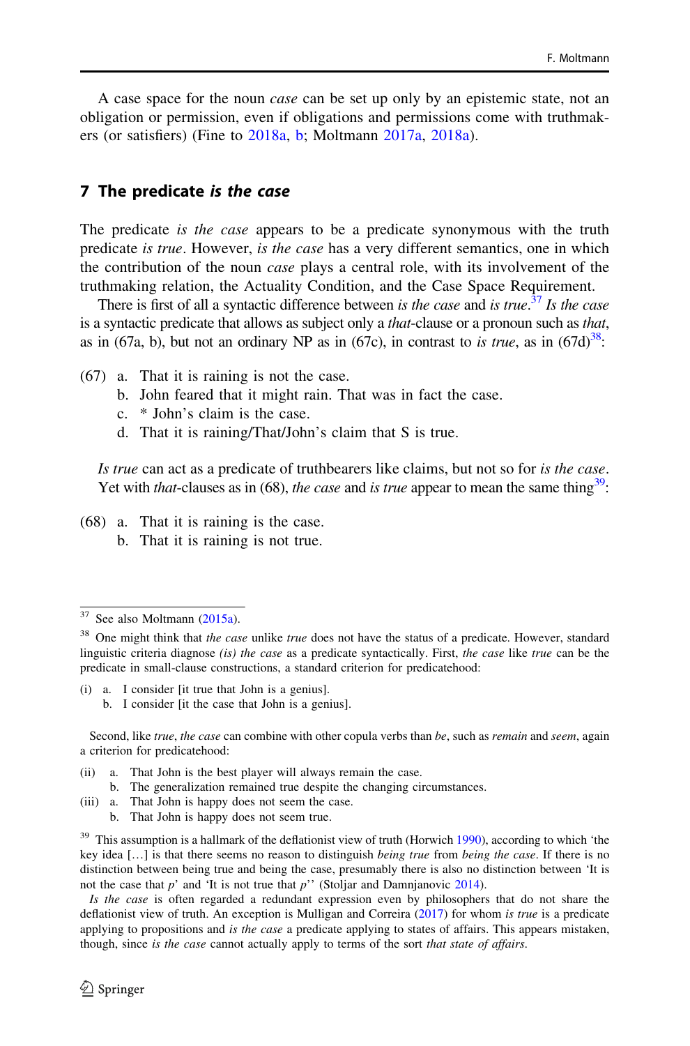A case space for the noun *case* can be set up only by an epistemic state, not an obligation or permission, even if obligations and permissions come with truthmakers (or satisfiers) (Fine to 2018a, b; Moltmann 2017a, 2018a).

## 7 The predicate *is the case*

The predicate *is the case* appears to be a predicate synonymous with the truth predicate *is true*. However, *is the case* has a very different semantics, one in which the contribution of the noun *case* plays a central role, with its involvement of the truthmaking relation, the Actuality Condition, and the Case Space Requirement.

There is first of all a syntactic difference between *is the case* and *is true*.[37] *Is the case* is a syntactic predicate that allows as subject only a *that*-clause or a pronoun such as *that*, as in (67a, b), but not an ordinary NP as in (67c), in contrast to *is true*, as in (67d)[38]:

(67) a. That it is raining is not the case.
  b. John feared that it might rain. That was in fact the case.
  c. * John's claim is the case.
  d. That it is raining/That/John's claim that S is true.

*Is true* can act as a predicate of truthbearers like claims, but not so for *is the case*. Yet with *that*-clauses as in (68), *the case* and *is true* appear to mean the same thing[39]:

(68) a. That it is raining is the case.
  b. That it is raining is not true.

---

[37] See also Moltmann (2015a).

[38] One might think that *the case* unlike *true* does not have the status of a predicate. However, standard linguistic criteria diagnose *(is) the case* as a predicate syntactically. First, *the case* like *true* can be the predicate in small-clause constructions, a standard criterion for predicatehood:

(i) a. I consider [it true that John is a genius].
  b. I consider [it the case that John is a genius].

Second, like *true*, *the case* can combine with other copula verbs than *be*, such as *remain* and *seem*, again a criterion for predicatehood:

(ii) a. That John is the best player will always remain the case.
  b. The generalization remained true despite the changing circumstances.

(iii) a. That John is happy does not seem the case.
  b. That John is happy does not seem true.

[39] This assumption is a hallmark of the deflationist view of truth (Horwich 1990), according to which 'the key idea [...] is that there seems no reason to distinguish *being true* from *being the case*. If there is no distinction between being true and being the case, presumably there is also no distinction between 'It is not the case that *p*' and 'It is not true that *p*'' (Stoljar and Damnjanovic 2014).

*Is the case* is often regarded a redundant expression even by philosophers that do not share the deflationist view of truth. An exception is Mulligan and Correira (2017) for whom *is true* is a predicate applying to propositions and *is the case* a predicate applying to states of affairs. This appears mistaken, though, since *is the case* cannot actually apply to terms of the sort *that state of affairs*.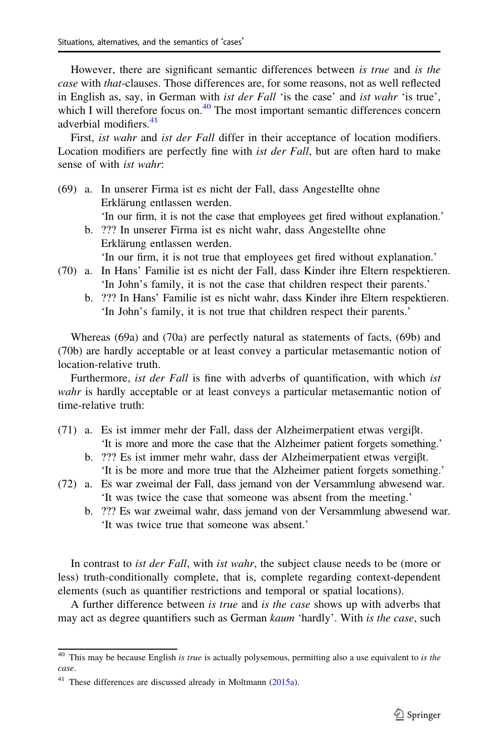However, there are significant semantic differences between *is true* and *is the case* with *that*-clauses. Those differences are, for some reasons, not as well reflected in English as, say, in German with *ist der Fall* 'is the case' and *ist wahr* 'is true', which I will therefore focus on.[40] The most important semantic differences concern adverbial modifiers.[41]

First, *ist wahr* and *ist der Fall* differ in their acceptance of location modifiers. Location modifiers are perfectly fine with *ist der Fall*, but are often hard to make sense of with *ist wahr*:

(69) a. In unserer Firma ist es nicht der Fall, dass Angestellte ohne Erklärung entlassen werden.
'In our firm, it is not the case that employees get fired without explanation.'
b. ??? In unserer Firma ist es nicht wahr, dass Angestellte ohne Erklärung entlassen werden.
'In our firm, it is not true that employees get fired without explanation.'

(70) a. In Hans' Familie ist es nicht der Fall, dass Kinder ihre Eltern respektieren.
'In John's family, it is not the case that children respect their parents.'
b. ??? In Hans' Familie ist es nicht wahr, dass Kinder ihre Eltern respektieren.
'In John's family, it is not true that children respect their parents.'

Whereas (69a) and (70a) are perfectly natural as statements of facts, (69b) and (70b) are hardly acceptable or at least convey a particular metasemantic notion of location-relative truth.

Furthermore, *ist der Fall* is fine with adverbs of quantification, with which *ist wahr* is hardly acceptable or at least conveys a particular metasemantic notion of time-relative truth:

(71) a. Es ist immer mehr der Fall, dass der Alzheimerpatient etwas vergiβt.
'It is more and more the case that the Alzheimer patient forgets something.'
b. ??? Es ist immer mehr wahr, dass der Alzheimerpatient etwas vergiβt.
'It is be more and more true that the Alzheimer patient forgets something.'

(72) a. Es war zweimal der Fall, dass jemand von der Versammlung abwesend war.
'It was twice the case that someone was absent from the meeting.'
b. ??? Es war zweimal wahr, dass jemand von der Versammlung abwesend war.
'It was twice true that someone was absent.'

In contrast to *ist der Fall*, with *ist wahr*, the subject clause needs to be (more or less) truth-conditionally complete, that is, complete regarding context-dependent elements (such as quantifier restrictions and temporal or spatial locations).

A further difference between *is true* and *is the case* shows up with adverbs that may act as degree quantifiers such as German *kaum* 'hardly'. With *is the case*, such

[40] This may be because English *is true* is actually polysemous, permitting also a use equivalent to *is the case*.

[41] These differences are discussed already in Moltmann (2015a).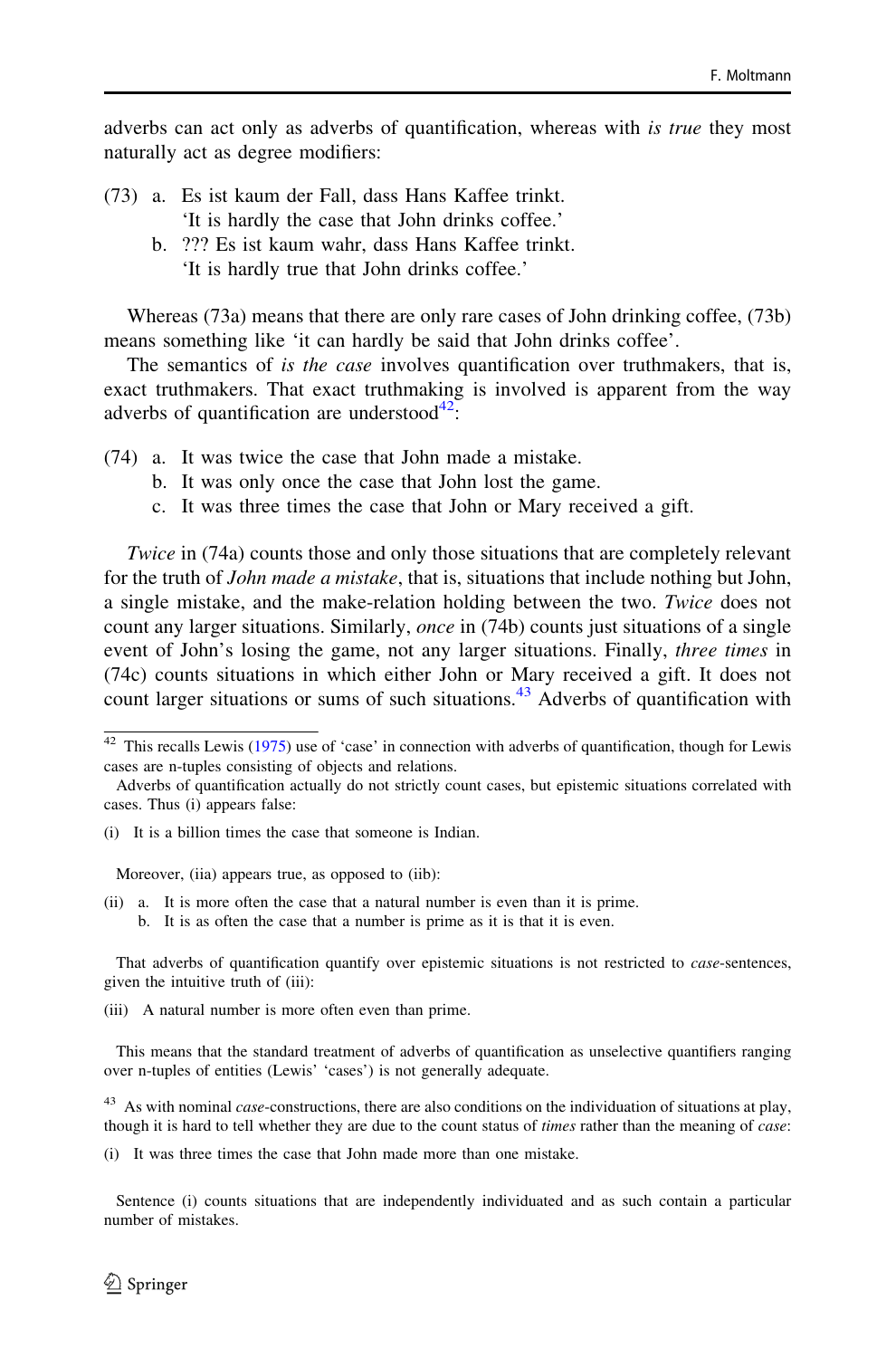adverbs can act only as adverbs of quantification, whereas with *is true* they most naturally act as degree modifiers:

(73) a. Es ist kaum der Fall, dass Hans Kaffee trinkt.
'It is hardly the case that John drinks coffee.'
b. ??? Es ist kaum wahr, dass Hans Kaffee trinkt.
'It is hardly true that John drinks coffee.'

Whereas (73a) means that there are only rare cases of John drinking coffee, (73b) means something like 'it can hardly be said that John drinks coffee'.

The semantics of *is the case* involves quantification over truthmakers, that is, exact truthmakers. That exact truthmaking is involved is apparent from the way adverbs of quantification are understood[42]:

(74) a. It was twice the case that John made a mistake.
b. It was only once the case that John lost the game.
c. It was three times the case that John or Mary received a gift.

*Twice* in (74a) counts those and only those situations that are completely relevant for the truth of *John made a mistake*, that is, situations that include nothing but John, a single mistake, and the make-relation holding between the two. *Twice* does not count any larger situations. Similarly, *once* in (74b) counts just situations of a single event of John's losing the game, not any larger situations. Finally, *three times* in (74c) counts situations in which either John or Mary received a gift. It does not count larger situations or sums of such situations.[43] Adverbs of quantification with

---

[42] This recalls Lewis (1975) use of 'case' in connection with adverbs of quantification, though for Lewis cases are n-tuples consisting of objects and relations.

Adverbs of quantification actually do not strictly count cases, but epistemic situations correlated with cases. Thus (i) appears false:

(i) It is a billion times the case that someone is Indian.

Moreover, (iia) appears true, as opposed to (iib):

(ii) a. It is more often the case that a natural number is even than it is prime.
b. It is as often the case that a number is prime as it is that it is even.

That adverbs of quantification quantify over epistemic situations is not restricted to *case*-sentences, given the intuitive truth of (iii):

(iii) A natural number is more often even than prime.

This means that the standard treatment of adverbs of quantification as unselective quantifiers ranging over n-tuples of entities (Lewis' 'cases') is not generally adequate.

[43] As with nominal *case*-constructions, there are also conditions on the individuation of situations at play, though it is hard to tell whether they are due to the count status of *times* rather than the meaning of *case*:

(i) It was three times the case that John made more than one mistake.

Sentence (i) counts situations that are independently individuated and as such contain a particular number of mistakes.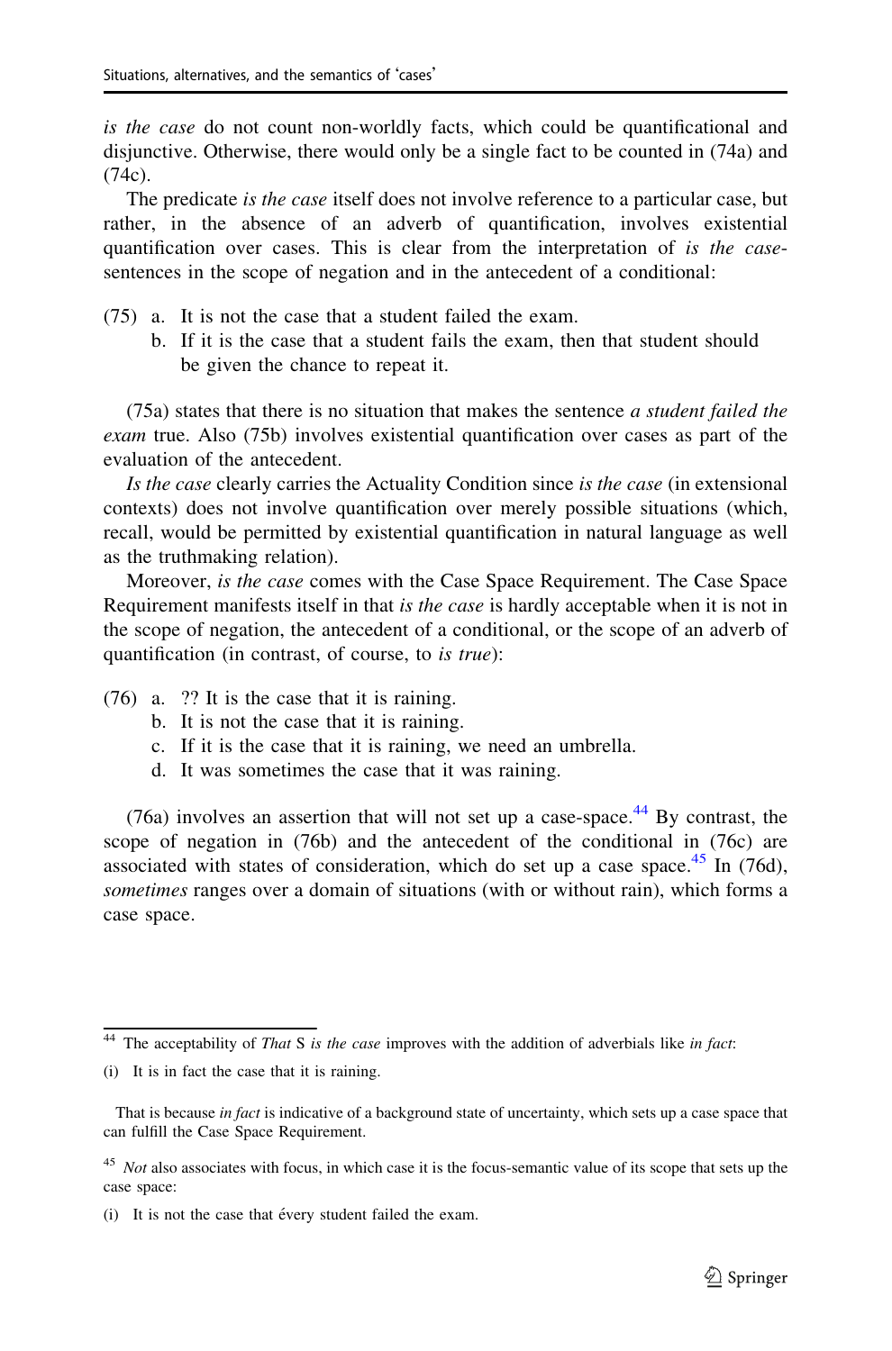*is the case* do not count non-worldly facts, which could be quantificational and disjunctive. Otherwise, there would only be a single fact to be counted in (74a) and (74c).

The predicate *is the case* itself does not involve reference to a particular case, but rather, in the absence of an adverb of quantification, involves existential quantification over cases. This is clear from the interpretation of *is the case*-sentences in the scope of negation and in the antecedent of a conditional:

(75) a. It is not the case that a student failed the exam.
  b. If it is the case that a student fails the exam, then that student should be given the chance to repeat it.

(75a) states that there is no situation that makes the sentence *a student failed the exam* true. Also (75b) involves existential quantification over cases as part of the evaluation of the antecedent.

*Is the case* clearly carries the Actuality Condition since *is the case* (in extensional contexts) does not involve quantification over merely possible situations (which, recall, would be permitted by existential quantification in natural language as well as the truthmaking relation).

Moreover, *is the case* comes with the Case Space Requirement. The Case Space Requirement manifests itself in that *is the case* is hardly acceptable when it is not in the scope of negation, the antecedent of a conditional, or the scope of an adverb of quantification (in contrast, of course, to *is true*):

(76) a. ?? It is the case that it is raining.
  b. It is not the case that it is raining.
  c. If it is the case that it is raining, we need an umbrella.
  d. It was sometimes the case that it was raining.

(76a) involves an assertion that will not set up a case-space.[44] By contrast, the scope of negation in (76b) and the antecedent of the conditional in (76c) are associated with states of consideration, which do set up a case space.[45] In (76d), *sometimes* ranges over a domain of situations (with or without rain), which forms a case space.

---

[44] The acceptability of *That* S *is the case* improves with the addition of adverbials like *in fact*:

(i) It is in fact the case that it is raining.

That is because *in fact* is indicative of a background state of uncertainty, which sets up a case space that can fulfill the Case Space Requirement.

[45] *Not* also associates with focus, in which case it is the focus-semantic value of its scope that sets up the case space:

(i) It is not the case that évery student failed the exam.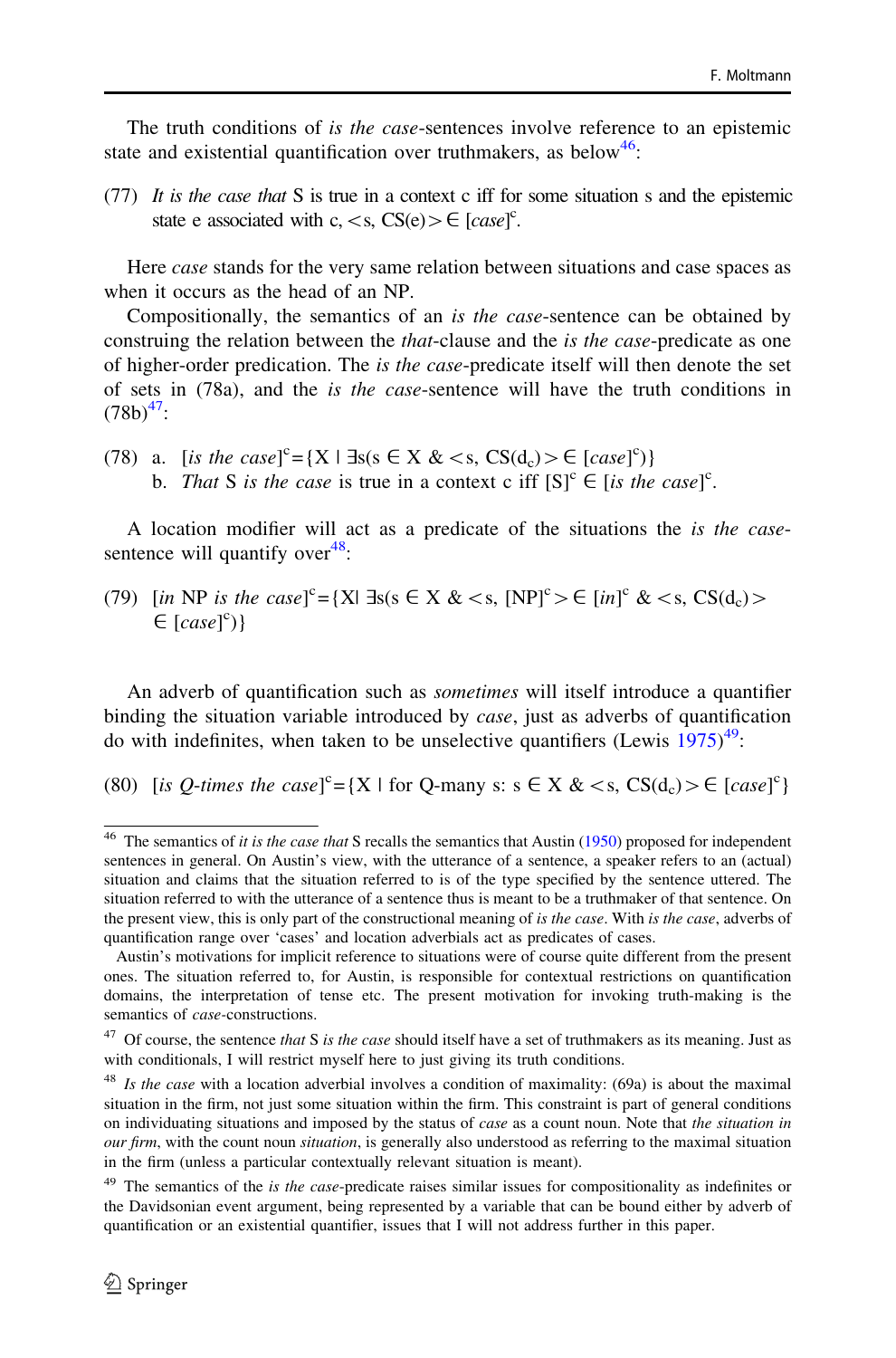The truth conditions of *is the case*-sentences involve reference to an epistemic state and existential quantification over truthmakers, as below[46]:

(77) *It is the case that* S is true in a context c iff for some situation s and the epistemic state e associated with c, $<s, CS(e)> \in [case]^c$.

Here *case* stands for the very same relation between situations and case spaces as when it occurs as the head of an NP.

Compositionally, the semantics of an *is the case*-sentence can be obtained by construing the relation between the *that*-clause and the *is the case*-predicate as one of higher-order predication. The *is the case*-predicate itself will then denote the set of sets in (78a), and the *is the case*-sentence will have the truth conditions in (78b)[47]:

(78) a. $[$*is the case*$]^c = \{X \mid \exists s(s \in X \ \& <s, CS(d_c)> \in [case]^c)\}$
b. *That* S *is the case* is true in a context c iff $[S]^c \in [$*is the case*$]^c$.

A location modifier will act as a predicate of the situations the *is the case*-sentence will quantify over[48]:

(79) $[$*in* NP *is the case*$]^c = \{X \mid \exists s(s \in X \ \& <s, [NP]^c> \in [in]^c \ \& <s, CS(d_c)> \in [case]^c)\}$

An adverb of quantification such as *sometimes* will itself introduce a quantifier binding the situation variable introduced by *case*, just as adverbs of quantification do with indefinites, when taken to be unselective quantifiers (Lewis 1975)[49]:

(80) $[$*is Q-times the case*$]^c = \{X \mid$ for Q-many s: $s \in X \ \& <s, CS(d_c)> \in [case]^c\}$

---

[46] The semantics of *it is the case that* S recalls the semantics that Austin (1950) proposed for independent sentences in general. On Austin's view, with the utterance of a sentence, a speaker refers to an (actual) situation and claims that the situation referred to is of the type specified by the sentence uttered. The situation referred to with the utterance of a sentence thus is meant to be a truthmaker of that sentence. On the present view, this is only part of the constructional meaning of *is the case*. With *is the case*, adverbs of quantification range over 'cases' and location adverbials act as predicates of cases.

Austin's motivations for implicit reference to situations were of course quite different from the present ones. The situation referred to, for Austin, is responsible for contextual restrictions on quantification domains, the interpretation of tense etc. The present motivation for invoking truth-making is the semantics of *case*-constructions.

[47] Of course, the sentence *that* S *is the case* should itself have a set of truthmakers as its meaning. Just as with conditionals, I will restrict myself here to just giving its truth conditions.

[48] *Is the case* with a location adverbial involves a condition of maximality: (69a) is about the maximal situation in the firm, not just some situation within the firm. This constraint is part of general conditions on individuating situations and imposed by the status of *case* as a count noun. Note that *the situation in our firm*, with the count noun *situation*, is generally also understood as referring to the maximal situation in the firm (unless a particular contextually relevant situation is meant).

[49] The semantics of the *is the case*-predicate raises similar issues for compositionality as indefinites or the Davidsonian event argument, being represented by a variable that can be bound either by adverb of quantification or an existential quantifier, issues that I will not address further in this paper.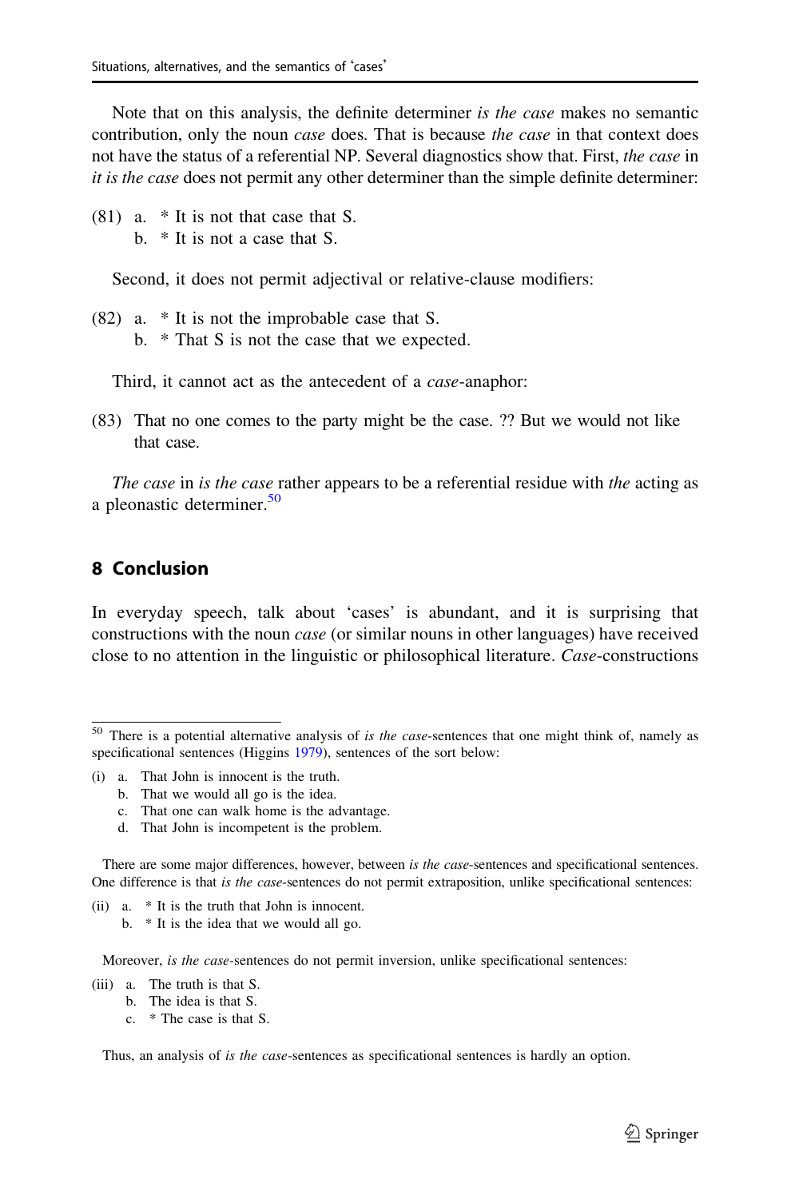Note that on this analysis, the definite determiner *is the case* makes no semantic contribution, only the noun *case* does. That is because *the case* in that context does not have the status of a referential NP. Several diagnostics show that. First, *the case* in *it is the case* does not permit any other determiner than the simple definite determiner:

(81) a. * It is not that case that S.
     b. * It is not a case that S.

Second, it does not permit adjectival or relative-clause modifiers:

(82) a. * It is not the improbable case that S.
     b. * That S is not the case that we expected.

Third, it cannot act as the antecedent of a *case*-anaphor:

(83) That no one comes to the party might be the case. ?? But we would not like that case.

*The case* in *is the case* rather appears to be a referential residue with *the* acting as a pleonastic determiner.[50]

## 8 Conclusion

In everyday speech, talk about 'cases' is abundant, and it is surprising that constructions with the noun *case* (or similar nouns in other languages) have received close to no attention in the linguistic or philosophical literature. *Case*-constructions

---

[50] There is a potential alternative analysis of *is the case*-sentences that one might think of, namely as specificational sentences (Higgins 1979), sentences of the sort below:

(i) a. That John is innocent is the truth.
    b. That we would all go is the idea.
    c. That one can walk home is the advantage.
    d. That John is incompetent is the problem.

There are some major differences, however, between *is the case*-sentences and specificational sentences. One difference is that *is the case*-sentences do not permit extraposition, unlike specificational sentences:

(ii) a. * It is the truth that John is innocent.
     b. * It is the idea that we would all go.

Moreover, *is the case*-sentences do not permit inversion, unlike specificational sentences:

(iii) a. The truth is that S.
      b. The idea is that S.
      c. * The case is that S.

Thus, an analysis of *is the case*-sentences as specificational sentences is hardly an option.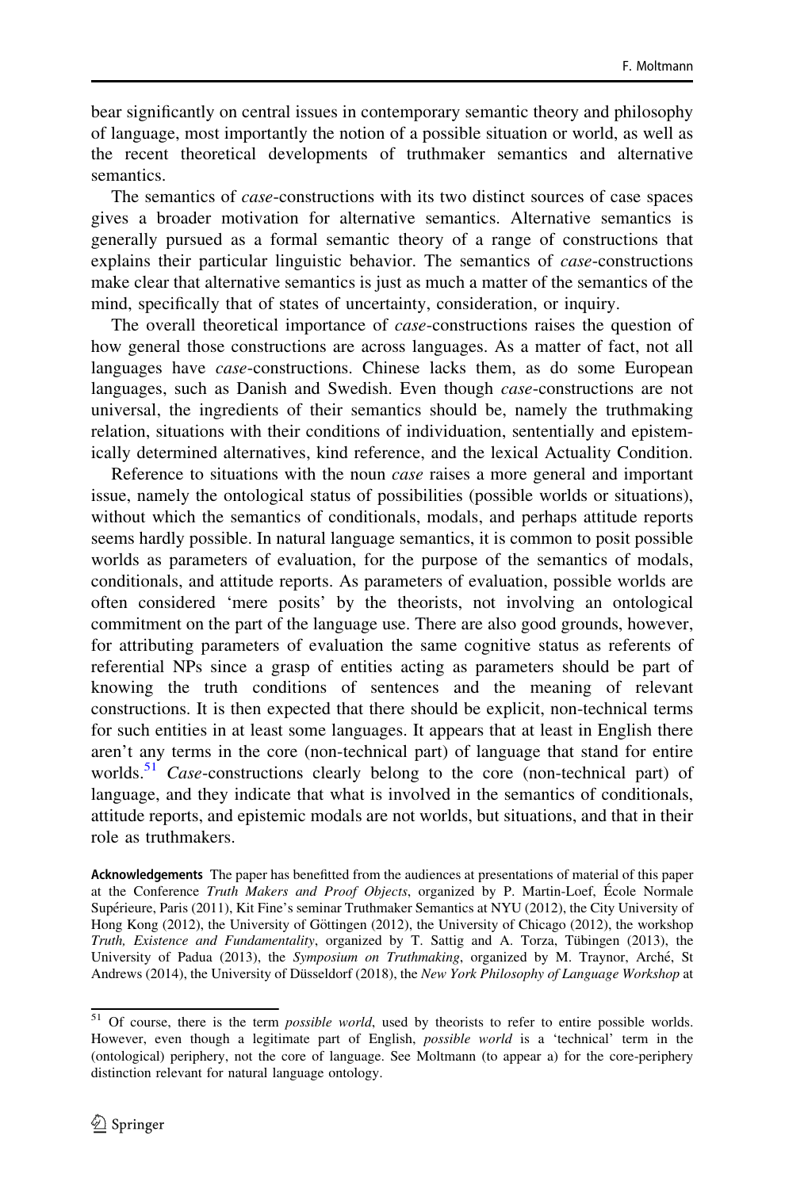bear significantly on central issues in contemporary semantic theory and philosophy of language, most importantly the notion of a possible situation or world, as well as the recent theoretical developments of truthmaker semantics and alternative semantics.

The semantics of *case*-constructions with its two distinct sources of case spaces gives a broader motivation for alternative semantics. Alternative semantics is generally pursued as a formal semantic theory of a range of constructions that explains their particular linguistic behavior. The semantics of *case*-constructions make clear that alternative semantics is just as much a matter of the semantics of the mind, specifically that of states of uncertainty, consideration, or inquiry.

The overall theoretical importance of *case*-constructions raises the question of how general those constructions are across languages. As a matter of fact, not all languages have *case*-constructions. Chinese lacks them, as do some European languages, such as Danish and Swedish. Even though *case*-constructions are not universal, the ingredients of their semantics should be, namely the truthmaking relation, situations with their conditions of individuation, sententially and epistemically determined alternatives, kind reference, and the lexical Actuality Condition.

Reference to situations with the noun *case* raises a more general and important issue, namely the ontological status of possibilities (possible worlds or situations), without which the semantics of conditionals, modals, and perhaps attitude reports seems hardly possible. In natural language semantics, it is common to posit possible worlds as parameters of evaluation, for the purpose of the semantics of modals, conditionals, and attitude reports. As parameters of evaluation, possible worlds are often considered 'mere posits' by the theorists, not involving an ontological commitment on the part of the language use. There are also good grounds, however, for attributing parameters of evaluation the same cognitive status as referents of referential NPs since a grasp of entities acting as parameters should be part of knowing the truth conditions of sentences and the meaning of relevant constructions. It is then expected that there should be explicit, non-technical terms for such entities in at least some languages. It appears that at least in English there aren't any terms in the core (non-technical part) of language that stand for entire worlds.[51] *Case*-constructions clearly belong to the core (non-technical part) of language, and they indicate that what is involved in the semantics of conditionals, attitude reports, and epistemic modals are not worlds, but situations, and that in their role as truthmakers.

**Acknowledgements** The paper has benefitted from the audiences at presentations of material of this paper at the Conference *Truth Makers and Proof Objects*, organized by P. Martin-Loef, École Normale Supérieure, Paris (2011), Kit Fine's seminar Truthmaker Semantics at NYU (2012), the City University of Hong Kong (2012), the University of Göttingen (2012), the University of Chicago (2012), the workshop *Truth, Existence and Fundamentality*, organized by T. Sattig and A. Torza, Tübingen (2013), the University of Padua (2013), the *Symposium on Truthmaking*, organized by M. Traynor, Arché, St Andrews (2014), the University of Düsseldorf (2018), the *New York Philosophy of Language Workshop* at

[51] Of course, there is the term *possible world*, used by theorists to refer to entire possible worlds. However, even though a legitimate part of English, *possible world* is a 'technical' term in the (ontological) periphery, not the core of language. See Moltmann (to appear a) for the core-periphery distinction relevant for natural language ontology.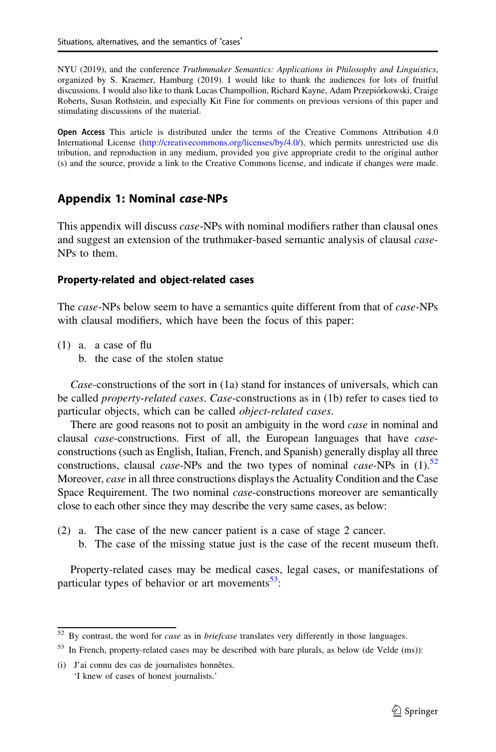NYU (2019), and the conference *Truthmaker Semantics: Applications in Philosophy and Linguistics*, organized by S. Kraemer, Hamburg (2019). I would like to thank the audiences for lots of fruitful discussions. I would also like to thank Lucas Champollion, Richard Kayne, Adam Przepiórkowski, Craige Roberts, Susan Rothstein, and especially Kit Fine for comments on previous versions of this paper and stimulating discussions of the material.

**Open Access** This article is distributed under the terms of the Creative Commons Attribution 4.0 International License (http://creativecommons.org/licenses/by/4.0/), which permits unrestricted use distribution, and reproduction in any medium, provided you give appropriate credit to the original author (s) and the source, provide a link to the Creative Commons license, and indicate if changes were made.

## Appendix 1: Nominal *case*-NPs

This appendix will discuss *case*-NPs with nominal modifiers rather than clausal ones and suggest an extension of the truthmaker-based semantic analysis of clausal *case*-NPs to them.

### Property-related and object-related cases

The *case*-NPs below seem to have a semantics quite different from that of *case*-NPs with clausal modifiers, which have been the focus of this paper:

(1) a. a case of flu
  b. the case of the stolen statue

*Case*-constructions of the sort in (1a) stand for instances of universals, which can be called *property-related cases*. *Case*-constructions as in (1b) refer to cases tied to particular objects, which can be called *object-related cases*.

There are good reasons not to posit an ambiguity in the word *case* in nominal and clausal *case*-constructions. First of all, the European languages that have *case*-constructions (such as English, Italian, French, and Spanish) generally display all three constructions, clausal *case*-NPs and the two types of nominal *case*-NPs in (1).[52] Moreover, *case* in all three constructions displays the Actuality Condition and the Case Space Requirement. The two nominal *case*-constructions moreover are semantically close to each other since they may describe the very same cases, as below:

(2) a. The case of the new cancer patient is a case of stage 2 cancer.
  b. The case of the missing statue just is the case of the recent museum theft.

Property-related cases may be medical cases, legal cases, or manifestations of particular types of behavior or art movements[53]:

[52] By contrast, the word for *case* as in *briefcase* translates very differently in those languages.

[53] In French, property-related cases may be described with bare plurals, as below (de Velde (ms)):

(i) J'ai connu des cas de journalistes honnêtes.
  'I knew of cases of honest journalists.'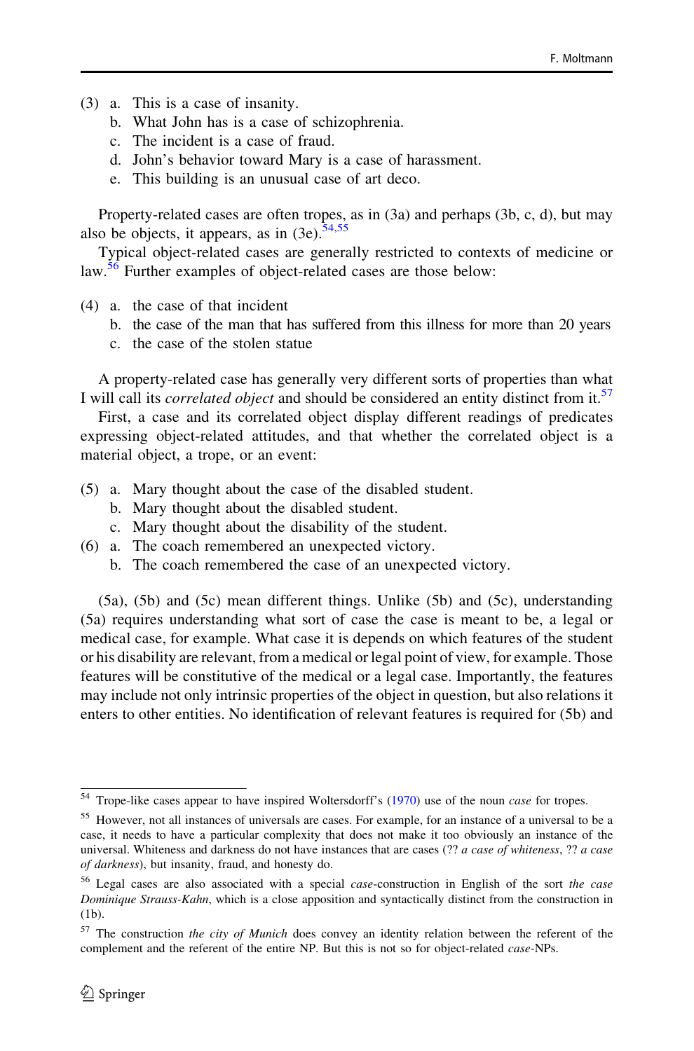(3) a. This is a case of insanity.
    b. What John has is a case of schizophrenia.
    c. The incident is a case of fraud.
    d. John's behavior toward Mary is a case of harassment.
    e. This building is an unusual case of art deco.

Property-related cases are often tropes, as in (3a) and perhaps (3b, c, d), but may also be objects, it appears, as in (3e).[54,55]

Typical object-related cases are generally restricted to contexts of medicine or law.[56] Further examples of object-related cases are those below:

(4) a. the case of that incident
    b. the case of the man that has suffered from this illness for more than 20 years
    c. the case of the stolen statue

A property-related case has generally very different sorts of properties than what I will call its *correlated object* and should be considered an entity distinct from it.[57]

First, a case and its correlated object display different readings of predicates expressing object-related attitudes, and that whether the correlated object is a material object, a trope, or an event:

(5) a. Mary thought about the case of the disabled student.
    b. Mary thought about the disabled student.
    c. Mary thought about the disability of the student.

(6) a. The coach remembered an unexpected victory.
    b. The coach remembered the case of an unexpected victory.

(5a), (5b) and (5c) mean different things. Unlike (5b) and (5c), understanding (5a) requires understanding what sort of case the case is meant to be, a legal or medical case, for example. What case it is depends on which features of the student or his disability are relevant, from a medical or legal point of view, for example. Those features will be constitutive of the medical or a legal case. Importantly, the features may include not only intrinsic properties of the object in question, but also relations it enters to other entities. No identification of relevant features is required for (5b) and

---

[54] Trope-like cases appear to have inspired Woltersdorff's (1970) use of the noun *case* for tropes.

[55] However, not all instances of universals are cases. For example, for an instance of a universal to be a case, it needs to have a particular complexity that does not make it too obviously an instance of the universal. Whiteness and darkness do not have instances that are cases (?? *a case of whiteness*, ?? *a case of darkness*), but insanity, fraud, and honesty do.

[56] Legal cases are also associated with a special *case*-construction in English of the sort *the case Dominique Strauss-Kahn*, which is a close apposition and syntactically distinct from the construction in (1b).

[57] The construction *the city of Munich* does convey an identity relation between the referent of the complement and the referent of the entire NP. But this is not so for object-related *case*-NPs.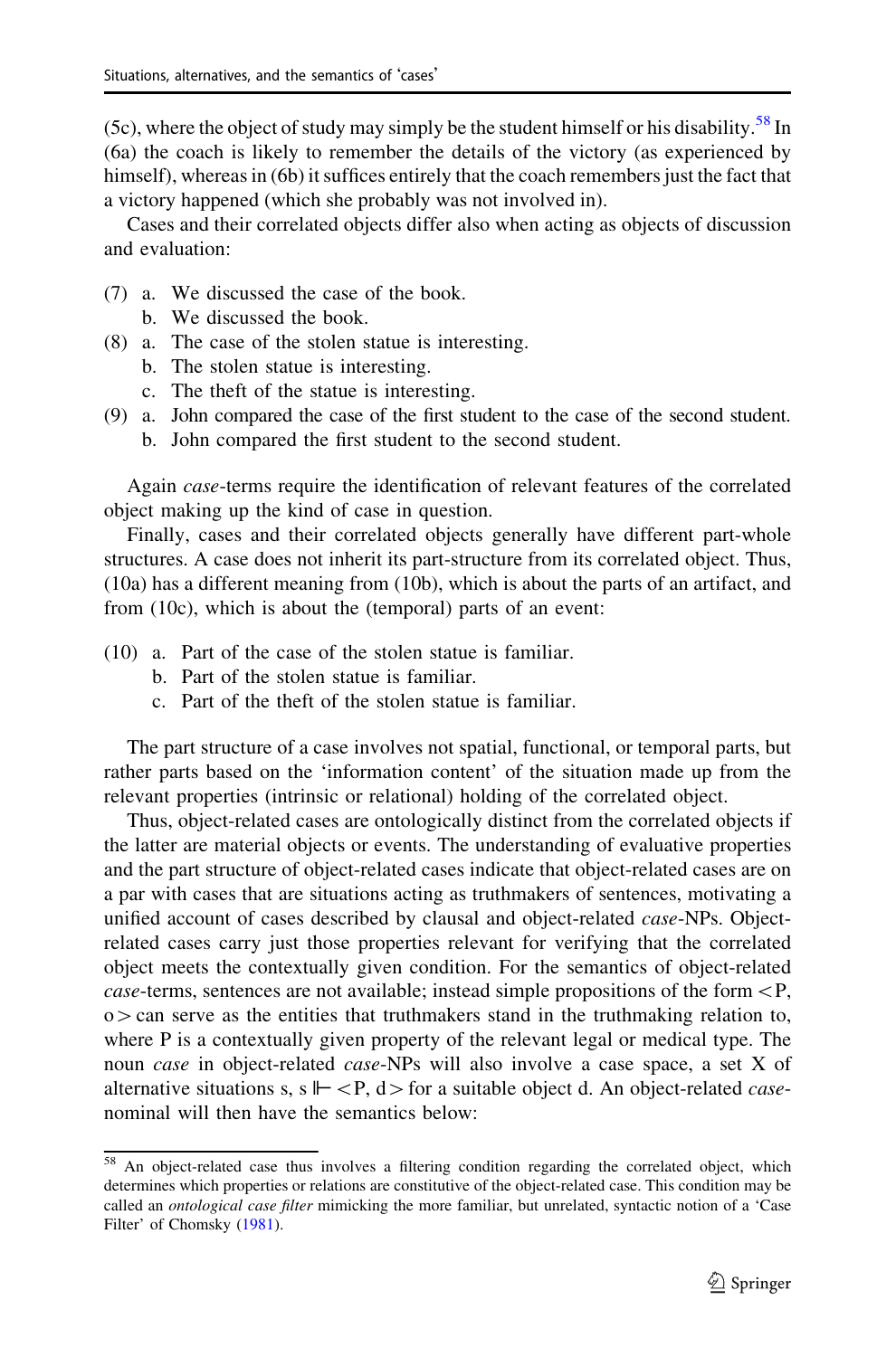(5c), where the object of study may simply be the student himself or his disability.[58] In (6a) the coach is likely to remember the details of the victory (as experienced by himself), whereas in (6b) it suffices entirely that the coach remembers just the fact that a victory happened (which she probably was not involved in).

Cases and their correlated objects differ also when acting as objects of discussion and evaluation:

(7) a. We discussed the case of the book.
    b. We discussed the book.

(8) a. The case of the stolen statue is interesting.
    b. The stolen statue is interesting.
    c. The theft of the statue is interesting.

(9) a. John compared the case of the first student to the case of the second student.
    b. John compared the first student to the second student.

Again *case*-terms require the identification of relevant features of the correlated object making up the kind of case in question.

Finally, cases and their correlated objects generally have different part-whole structures. A case does not inherit its part-structure from its correlated object. Thus, (10a) has a different meaning from (10b), which is about the parts of an artifact, and from (10c), which is about the (temporal) parts of an event:

(10) a. Part of the case of the stolen statue is familiar.
     b. Part of the stolen statue is familiar.
     c. Part of the theft of the stolen statue is familiar.

The part structure of a case involves not spatial, functional, or temporal parts, but rather parts based on the 'information content' of the situation made up from the relevant properties (intrinsic or relational) holding of the correlated object.

Thus, object-related cases are ontologically distinct from the correlated objects if the latter are material objects or events. The understanding of evaluative properties and the part structure of object-related cases indicate that object-related cases are on a par with cases that are situations acting as truthmakers of sentences, motivating a unified account of cases described by clausal and object-related *case*-NPs. Object-related cases carry just those properties relevant for verifying that the correlated object meets the contextually given condition. For the semantics of object-related *case*-terms, sentences are not available; instead simple propositions of the form $<P, o>$ can serve as the entities that truthmakers stand in the truthmaking relation to, where P is a contextually given property of the relevant legal or medical type. The noun *case* in object-related *case*-NPs will also involve a case space, a set X of alternative situations s, $s \Vdash <P, d>$ for a suitable object d. An object-related *case*-nominal will then have the semantics below:

---

[58] An object-related case thus involves a filtering condition regarding the correlated object, which determines which properties or relations are constitutive of the object-related case. This condition may be called an *ontological case filter* mimicking the more familiar, but unrelated, syntactic notion of a 'Case Filter' of Chomsky (1981).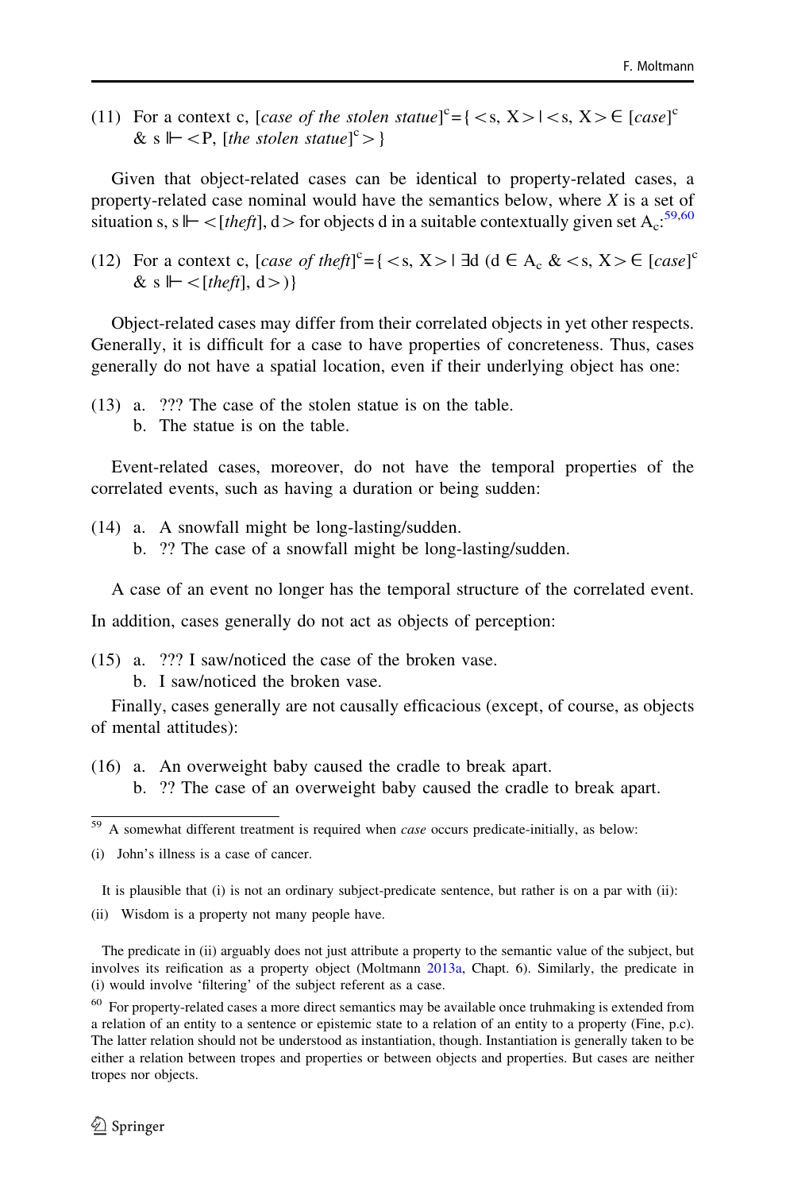(11) For a context c, [*case of the stolen statue*]$^c$ = { <s, X> | <s, X> ∈ [*case*]$^c$ & s ⊩ <P, [*the stolen statue*]$^c$> }

Given that object-related cases can be identical to property-related cases, a property-related case nominal would have the semantics below, where *X* is a set of situation s, s ⊩ <[*theft*], d> for objects d in a suitable contextually given set $A_c$:[59,60]

(12) For a context c, [*case of theft*]$^c$ = { <s, X> | ∃d (d ∈ $A_c$ & <s, X> ∈ [*case*]$^c$ & s ⊩ <[*theft*], d>)}

Object-related cases may differ from their correlated objects in yet other respects. Generally, it is difficult for a case to have properties of concreteness. Thus, cases generally do not have a spatial location, even if their underlying object has one:

(13) a. ??? The case of the stolen statue is on the table.
b. The statue is on the table.

Event-related cases, moreover, do not have the temporal properties of the correlated events, such as having a duration or being sudden:

(14) a. A snowfall might be long-lasting/sudden.
b. ?? The case of a snowfall might be long-lasting/sudden.

A case of an event no longer has the temporal structure of the correlated event. In addition, cases generally do not act as objects of perception:

(15) a. ??? I saw/noticed the case of the broken vase.
b. I saw/noticed the broken vase.

Finally, cases generally are not causally efficacious (except, of course, as objects of mental attitudes):

(16) a. An overweight baby caused the cradle to break apart.
b. ?? The case of an overweight baby caused the cradle to break apart.

---

[59] A somewhat different treatment is required when *case* occurs predicate-initially, as below:

(i) John's illness is a case of cancer.

It is plausible that (i) is not an ordinary subject-predicate sentence, but rather is on a par with (ii):

(ii) Wisdom is a property not many people have.

The predicate in (ii) arguably does not just attribute a property to the semantic value of the subject, but involves its reification as a property object (Moltmann 2013a, Chapt. 6). Similarly, the predicate in (i) would involve 'filtering' of the subject referent as a case.

[60] For property-related cases a more direct semantics may be available once truhmaking is extended from a relation of an entity to a sentence or epistemic state to a relation of an entity to a property (Fine, p.c). The latter relation should not be understood as instantiation, though. Instantiation is generally taken to be either a relation between tropes and properties or between objects and properties. But cases are neither tropes nor objects.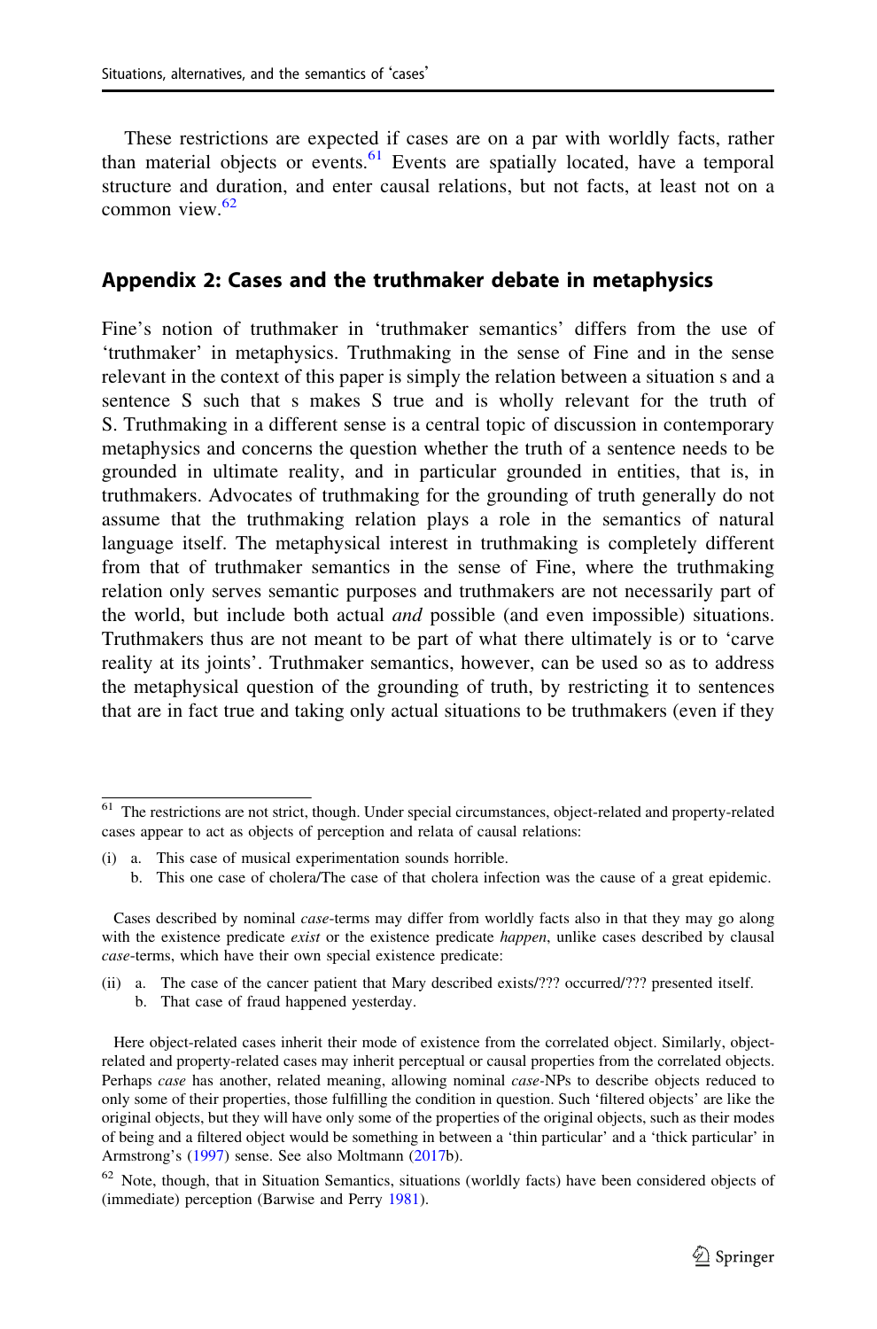These restrictions are expected if cases are on a par with worldly facts, rather than material objects or events.[61] Events are spatially located, have a temporal structure and duration, and enter causal relations, but not facts, at least not on a common view.[62]

## Appendix 2: Cases and the truthmaker debate in metaphysics

Fine's notion of truthmaker in 'truthmaker semantics' differs from the use of 'truthmaker' in metaphysics. Truthmaking in the sense of Fine and in the sense relevant in the context of this paper is simply the relation between a situation s and a sentence S such that s makes S true and is wholly relevant for the truth of S. Truthmaking in a different sense is a central topic of discussion in contemporary metaphysics and concerns the question whether the truth of a sentence needs to be grounded in ultimate reality, and in particular grounded in entities, that is, in truthmakers. Advocates of truthmaking for the grounding of truth generally do not assume that the truthmaking relation plays a role in the semantics of natural language itself. The metaphysical interest in truthmaking is completely different from that of truthmaker semantics in the sense of Fine, where the truthmaking relation only serves semantic purposes and truthmakers are not necessarily part of the world, but include both actual *and* possible (and even impossible) situations. Truthmakers thus are not meant to be part of what there ultimately is or to 'carve reality at its joints'. Truthmaker semantics, however, can be used so as to address the metaphysical question of the grounding of truth, by restricting it to sentences that are in fact true and taking only actual situations to be truthmakers (even if they

---

[61] The restrictions are not strict, though. Under special circumstances, object-related and property-related cases appear to act as objects of perception and relata of causal relations:

(i) a. This case of musical experimentation sounds horrible.
   b. This one case of cholera/The case of that cholera infection was the cause of a great epidemic.

Cases described by nominal *case*-terms may differ from worldly facts also in that they may go along with the existence predicate *exist* or the existence predicate *happen*, unlike cases described by clausal *case*-terms, which have their own special existence predicate:

(ii) a. The case of the cancer patient that Mary described exists/??? occurred/??? presented itself.
   b. That case of fraud happened yesterday.

Here object-related cases inherit their mode of existence from the correlated object. Similarly, object-related and property-related cases may inherit perceptual or causal properties from the correlated objects. Perhaps *case* has another, related meaning, allowing nominal *case*-NPs to describe objects reduced to only some of their properties, those fulfilling the condition in question. Such 'filtered objects' are like the original objects, but they will have only some of the properties of the original objects, such as their modes of being and a filtered object would be something in between a 'thin particular' and a 'thick particular' in Armstrong's (1997) sense. See also Moltmann (2017b).

[62] Note, though, that in Situation Semantics, situations (worldly facts) have been considered objects of (immediate) perception (Barwise and Perry 1981).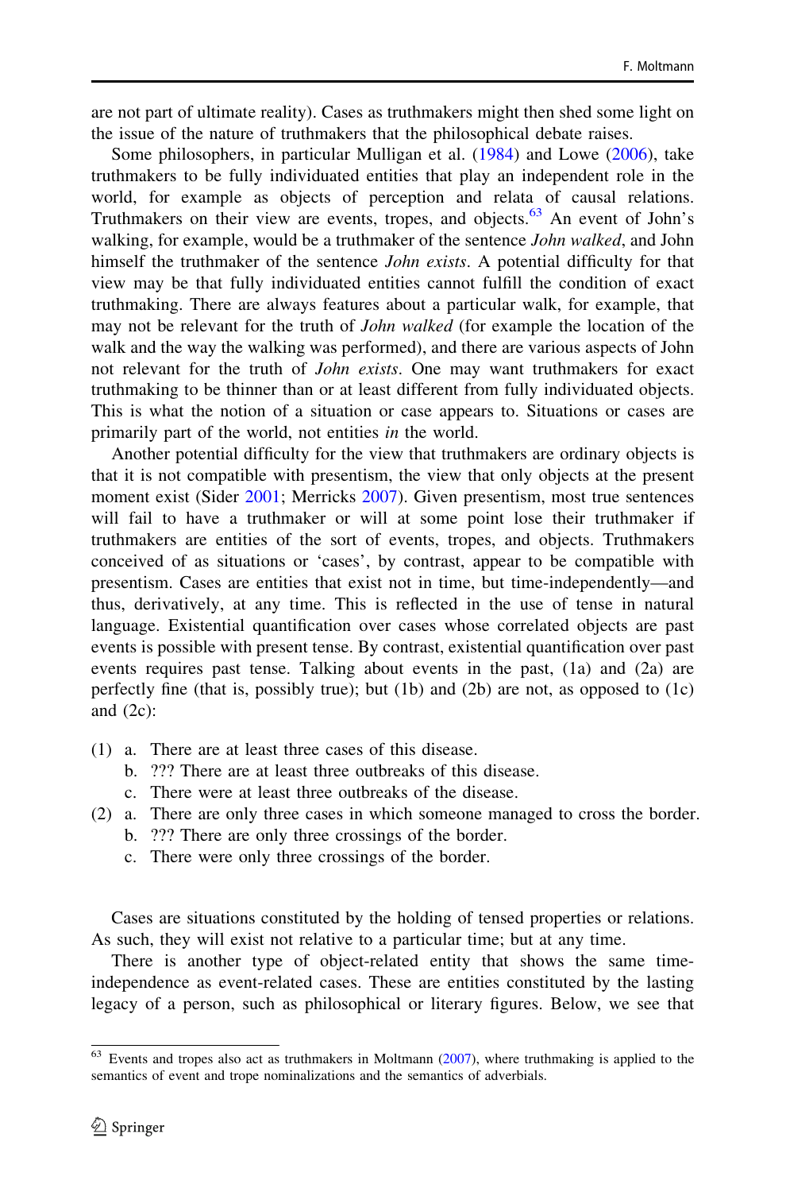are not part of ultimate reality). Cases as truthmakers might then shed some light on the issue of the nature of truthmakers that the philosophical debate raises.

Some philosophers, in particular Mulligan et al. (1984) and Lowe (2006), take truthmakers to be fully individuated entities that play an independent role in the world, for example as objects of perception and relata of causal relations. Truthmakers on their view are events, tropes, and objects.[63] An event of John's walking, for example, would be a truthmaker of the sentence *John walked*, and John himself the truthmaker of the sentence *John exists*. A potential difficulty for that view may be that fully individuated entities cannot fulfill the condition of exact truthmaking. There are always features about a particular walk, for example, that may not be relevant for the truth of *John walked* (for example the location of the walk and the way the walking was performed), and there are various aspects of John not relevant for the truth of *John exists*. One may want truthmakers for exact truthmaking to be thinner than or at least different from fully individuated objects. This is what the notion of a situation or case appears to. Situations or cases are primarily part of the world, not entities *in* the world.

Another potential difficulty for the view that truthmakers are ordinary objects is that it is not compatible with presentism, the view that only objects at the present moment exist (Sider 2001; Merricks 2007). Given presentism, most true sentences will fail to have a truthmaker or will at some point lose their truthmaker if truthmakers are entities of the sort of events, tropes, and objects. Truthmakers conceived of as situations or 'cases', by contrast, appear to be compatible with presentism. Cases are entities that exist not in time, but time-independently—and thus, derivatively, at any time. This is reflected in the use of tense in natural language. Existential quantification over cases whose correlated objects are past events is possible with present tense. By contrast, existential quantification over past events requires past tense. Talking about events in the past, (1a) and (2a) are perfectly fine (that is, possibly true); but (1b) and (2b) are not, as opposed to (1c) and (2c):

(1) a. There are at least three cases of this disease.
  b. ??? There are at least three outbreaks of this disease.
  c. There were at least three outbreaks of the disease.

(2) a. There are only three cases in which someone managed to cross the border.
  b. ??? There are only three crossings of the border.
  c. There were only three crossings of the border.

Cases are situations constituted by the holding of tensed properties or relations. As such, they will exist not relative to a particular time; but at any time.

There is another type of object-related entity that shows the same time-independence as event-related cases. These are entities constituted by the lasting legacy of a person, such as philosophical or literary figures. Below, we see that

[63] Events and tropes also act as truthmakers in Moltmann (2007), where truthmaking is applied to the semantics of event and trope nominalizations and the semantics of adverbials.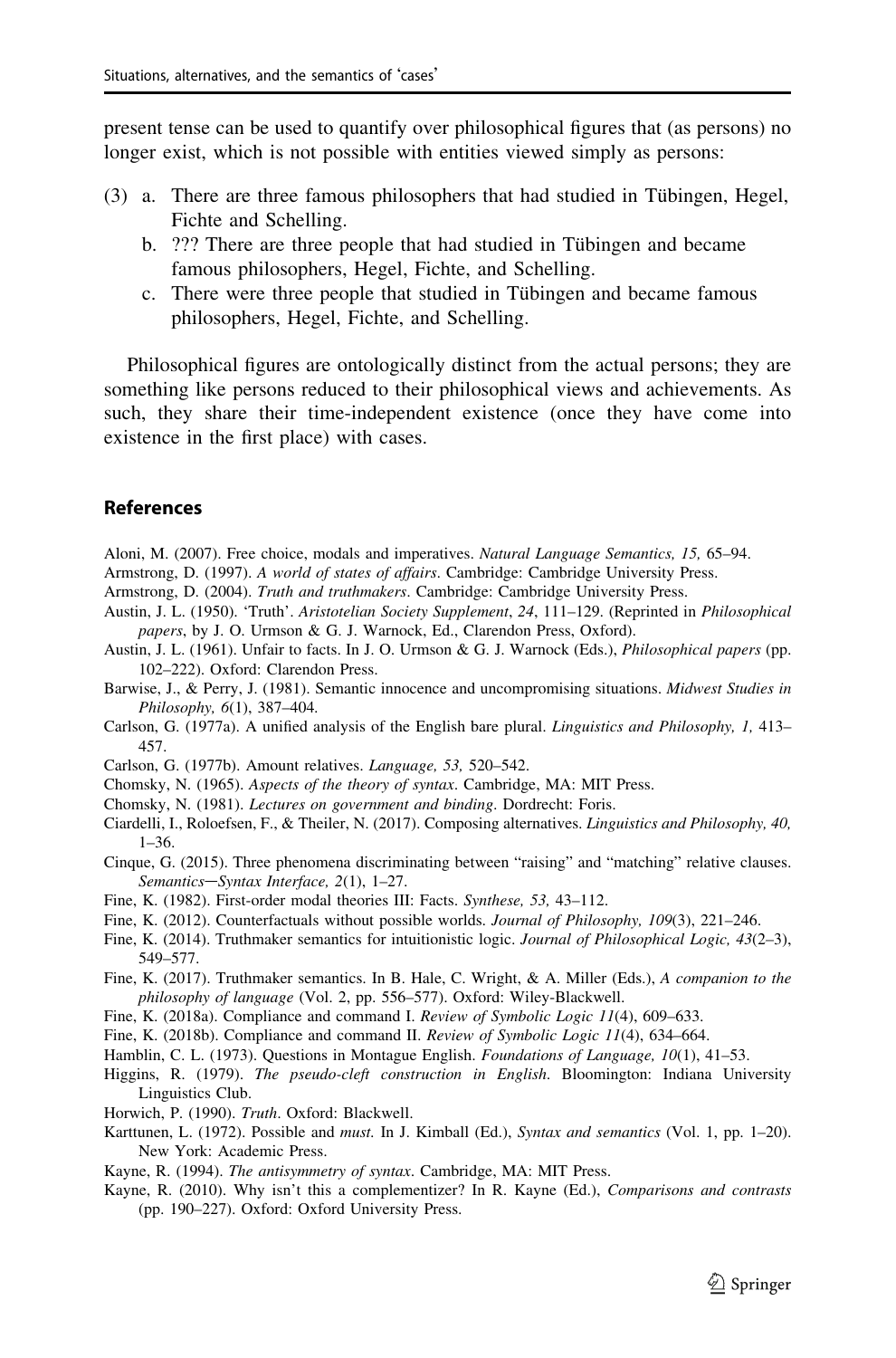present tense can be used to quantify over philosophical figures that (as persons) no longer exist, which is not possible with entities viewed simply as persons:

(3) a. There are three famous philosophers that had studied in Tübingen, Hegel, Fichte and Schelling.
   b. ??? There are three people that had studied in Tübingen and became famous philosophers, Hegel, Fichte, and Schelling.
   c. There were three people that studied in Tübingen and became famous philosophers, Hegel, Fichte, and Schelling.

Philosophical figures are ontologically distinct from the actual persons; they are something like persons reduced to their philosophical views and achievements. As such, they share their time-independent existence (once they have come into existence in the first place) with cases.

## References

Aloni, M. (2007). Free choice, modals and imperatives. *Natural Language Semantics, 15,* 65–94.

Armstrong, D. (1997). *A world of states of affairs*. Cambridge: Cambridge University Press.

Armstrong, D. (2004). *Truth and truthmakers*. Cambridge: Cambridge University Press.

Austin, J. L. (1950). 'Truth'. *Aristotelian Society Supplement*, *24*, 111–129. (Reprinted in *Philosophical papers*, by J. O. Urmson & G. J. Warnock, Ed., Clarendon Press, Oxford).

Austin, J. L. (1961). Unfair to facts. In J. O. Urmson & G. J. Warnock (Eds.), *Philosophical papers* (pp. 102–222). Oxford: Clarendon Press.

Barwise, J., & Perry, J. (1981). Semantic innocence and uncompromising situations. *Midwest Studies in Philosophy, 6*(1), 387–404.

Carlson, G. (1977a). A unified analysis of the English bare plural. *Linguistics and Philosophy, 1,* 413–457.

Carlson, G. (1977b). Amount relatives. *Language, 53,* 520–542.

Chomsky, N. (1965). *Aspects of the theory of syntax*. Cambridge, MA: MIT Press.

Chomsky, N. (1981). *Lectures on government and binding*. Dordrecht: Foris.

Ciardelli, I., Roloefsen, F., & Theiler, N. (2017). Composing alternatives. *Linguistics and Philosophy, 40,* 1–36.

Cinque, G. (2015). Three phenomena discriminating between "raising" and "matching" relative clauses. *Semantics—Syntax Interface, 2*(1), 1–27.

Fine, K. (1982). First-order modal theories III: Facts. *Synthese, 53,* 43–112.

Fine, K. (2012). Counterfactuals without possible worlds. *Journal of Philosophy, 109*(3), 221–246.

Fine, K. (2014). Truthmaker semantics for intuitionistic logic. *Journal of Philosophical Logic, 43*(2–3), 549–577.

Fine, K. (2017). Truthmaker semantics. In B. Hale, C. Wright, & A. Miller (Eds.), *A companion to the philosophy of language* (Vol. 2, pp. 556–577). Oxford: Wiley-Blackwell.

Fine, K. (2018a). Compliance and command I. *Review of Symbolic Logic 11*(4), 609–633.

Fine, K. (2018b). Compliance and command II. *Review of Symbolic Logic 11*(4), 634–664.

Hamblin, C. L. (1973). Questions in Montague English. *Foundations of Language, 10*(1), 41–53.

Higgins, R. (1979). *The pseudo-cleft construction in English*. Bloomington: Indiana University Linguistics Club.

Horwich, P. (1990). *Truth*. Oxford: Blackwell.

Karttunen, L. (1972). Possible and *must.* In J. Kimball (Ed.), *Syntax and semantics* (Vol. 1, pp. 1–20). New York: Academic Press.

Kayne, R. (1994). *The antisymmetry of syntax*. Cambridge, MA: MIT Press.

Kayne, R. (2010). Why isn't this a complementizer? In R. Kayne (Ed.), *Comparisons and contrasts* (pp. 190–227). Oxford: Oxford University Press.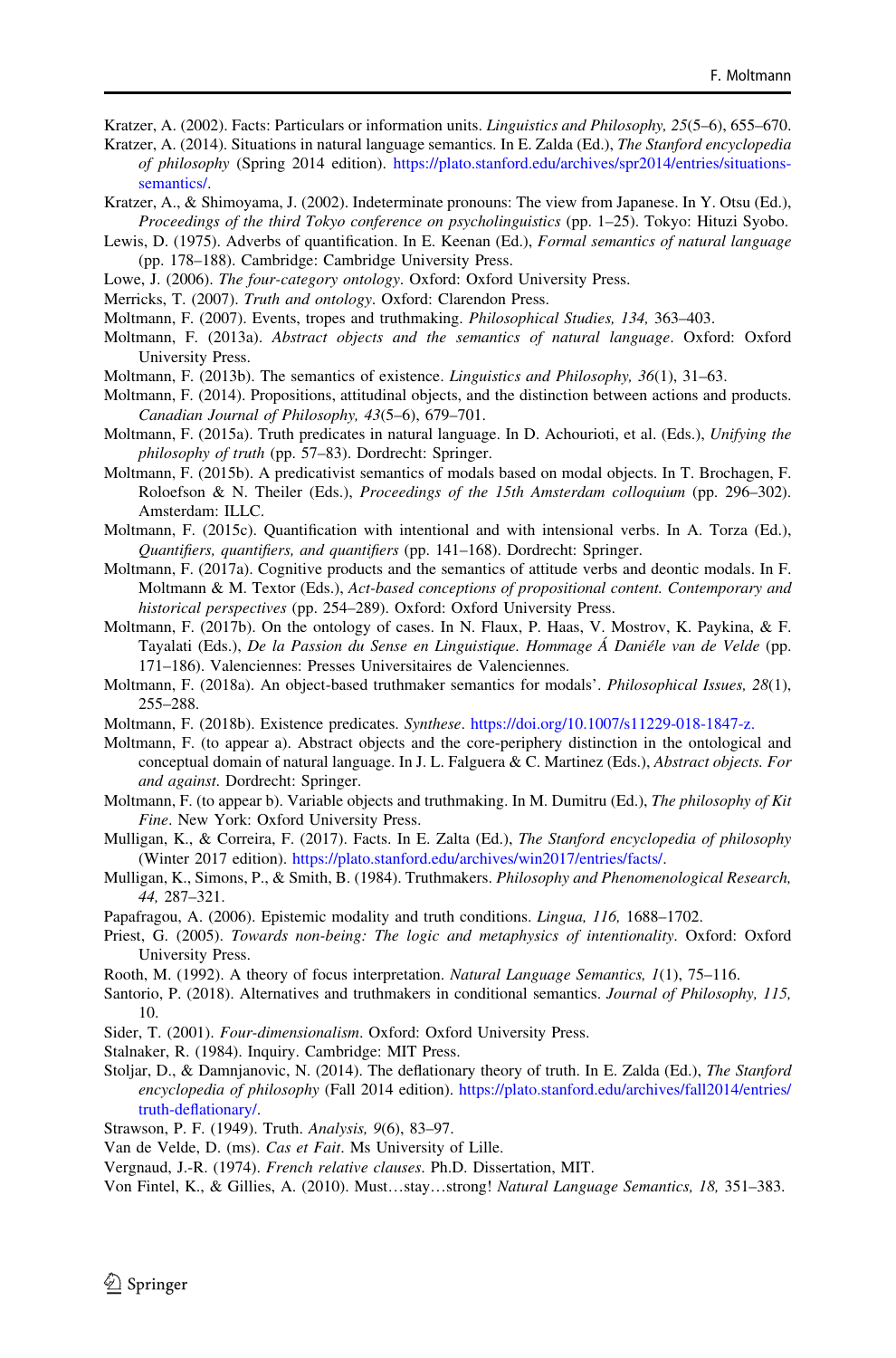Kratzer, A. (2002). Facts: Particulars or information units. *Linguistics and Philosophy, 25*(5–6), 655–670.

Kratzer, A. (2014). Situations in natural language semantics. In E. Zalda (Ed.), *The Stanford encyclopedia of philosophy* (Spring 2014 edition). https://plato.stanford.edu/archives/spr2014/entries/situations-semantics/.

Kratzer, A., & Shimoyama, J. (2002). Indeterminate pronouns: The view from Japanese. In Y. Otsu (Ed.), *Proceedings of the third Tokyo conference on psycholinguistics* (pp. 1–25). Tokyo: Hituzi Syobo.

Lewis, D. (1975). Adverbs of quantification. In E. Keenan (Ed.), *Formal semantics of natural language* (pp. 178–188). Cambridge: Cambridge University Press.

Lowe, J. (2006). *The four-category ontology*. Oxford: Oxford University Press.

Merricks, T. (2007). *Truth and ontology*. Oxford: Clarendon Press.

Moltmann, F. (2007). Events, tropes and truthmaking. *Philosophical Studies, 134,* 363–403.

Moltmann, F. (2013a). *Abstract objects and the semantics of natural language*. Oxford: Oxford University Press.

Moltmann, F. (2013b). The semantics of existence. *Linguistics and Philosophy, 36*(1), 31–63.

Moltmann, F. (2014). Propositions, attitudinal objects, and the distinction between actions and products. *Canadian Journal of Philosophy, 43*(5–6), 679–701.

Moltmann, F. (2015a). Truth predicates in natural language. In D. Achourioti, et al. (Eds.), *Unifying the philosophy of truth* (pp. 57–83). Dordrecht: Springer.

Moltmann, F. (2015b). A predicativist semantics of modals based on modal objects. In T. Brochagen, F. Roloefson & N. Theiler (Eds.), *Proceedings of the 15th Amsterdam colloquium* (pp. 296–302). Amsterdam: ILLC.

Moltmann, F. (2015c). Quantification with intentional and with intensional verbs. In A. Torza (Ed.), *Quantifiers, quantifiers, and quantifiers* (pp. 141–168). Dordrecht: Springer.

Moltmann, F. (2017a). Cognitive products and the semantics of attitude verbs and deontic modals. In F. Moltmann & M. Textor (Eds.), *Act-based conceptions of propositional content. Contemporary and historical perspectives* (pp. 254–289). Oxford: Oxford University Press.

Moltmann, F. (2017b). On the ontology of cases. In N. Flaux, P. Haas, V. Mostrov, K. Paykina, & F. Tayalati (Eds.), *De la Passion du Sense en Linguistique. Hommage Á Daniéle van de Velde* (pp. 171–186). Valenciennes: Presses Universitaires de Valenciennes.

Moltmann, F. (2018a). An object-based truthmaker semantics for modals'. *Philosophical Issues, 28*(1), 255–288.

Moltmann, F. (2018b). Existence predicates. *Synthese*. https://doi.org/10.1007/s11229-018-1847-z.

Moltmann, F. (to appear a). Abstract objects and the core-periphery distinction in the ontological and conceptual domain of natural language. In J. L. Falguera & C. Martinez (Eds.), *Abstract objects. For and against*. Dordrecht: Springer.

Moltmann, F. (to appear b). Variable objects and truthmaking. In M. Dumitru (Ed.), *The philosophy of Kit Fine*. New York: Oxford University Press.

Mulligan, K., & Correira, F. (2017). Facts. In E. Zalta (Ed.), *The Stanford encyclopedia of philosophy* (Winter 2017 edition). https://plato.stanford.edu/archives/win2017/entries/facts/.

Mulligan, K., Simons, P., & Smith, B. (1984). Truthmakers. *Philosophy and Phenomenological Research, 44,* 287–321.

Papafragou, A. (2006). Epistemic modality and truth conditions. *Lingua, 116,* 1688–1702.

Priest, G. (2005). *Towards non-being: The logic and metaphysics of intentionality*. Oxford: Oxford University Press.

Rooth, M. (1992). A theory of focus interpretation. *Natural Language Semantics, 1*(1), 75–116.

Santorio, P. (2018). Alternatives and truthmakers in conditional semantics. *Journal of Philosophy, 115,* 10.

Sider, T. (2001). *Four-dimensionalism*. Oxford: Oxford University Press.

Stalnaker, R. (1984). Inquiry. Cambridge: MIT Press.

Stoljar, D., & Damnjanovic, N. (2014). The deflationary theory of truth. In E. Zalda (Ed.), *The Stanford encyclopedia of philosophy* (Fall 2014 edition). https://plato.stanford.edu/archives/fall2014/entries/truth-deflationary/.

Strawson, P. F. (1949). Truth. *Analysis, 9*(6), 83–97.

Van de Velde, D. (ms). *Cas et Fait*. Ms University of Lille.

Vergnaud, J.-R. (1974). *French relative clauses.* Ph.D. Dissertation, MIT.

Von Fintel, K., & Gillies, A. (2010). Must…stay…strong! *Natural Language Semantics, 18,* 351–383.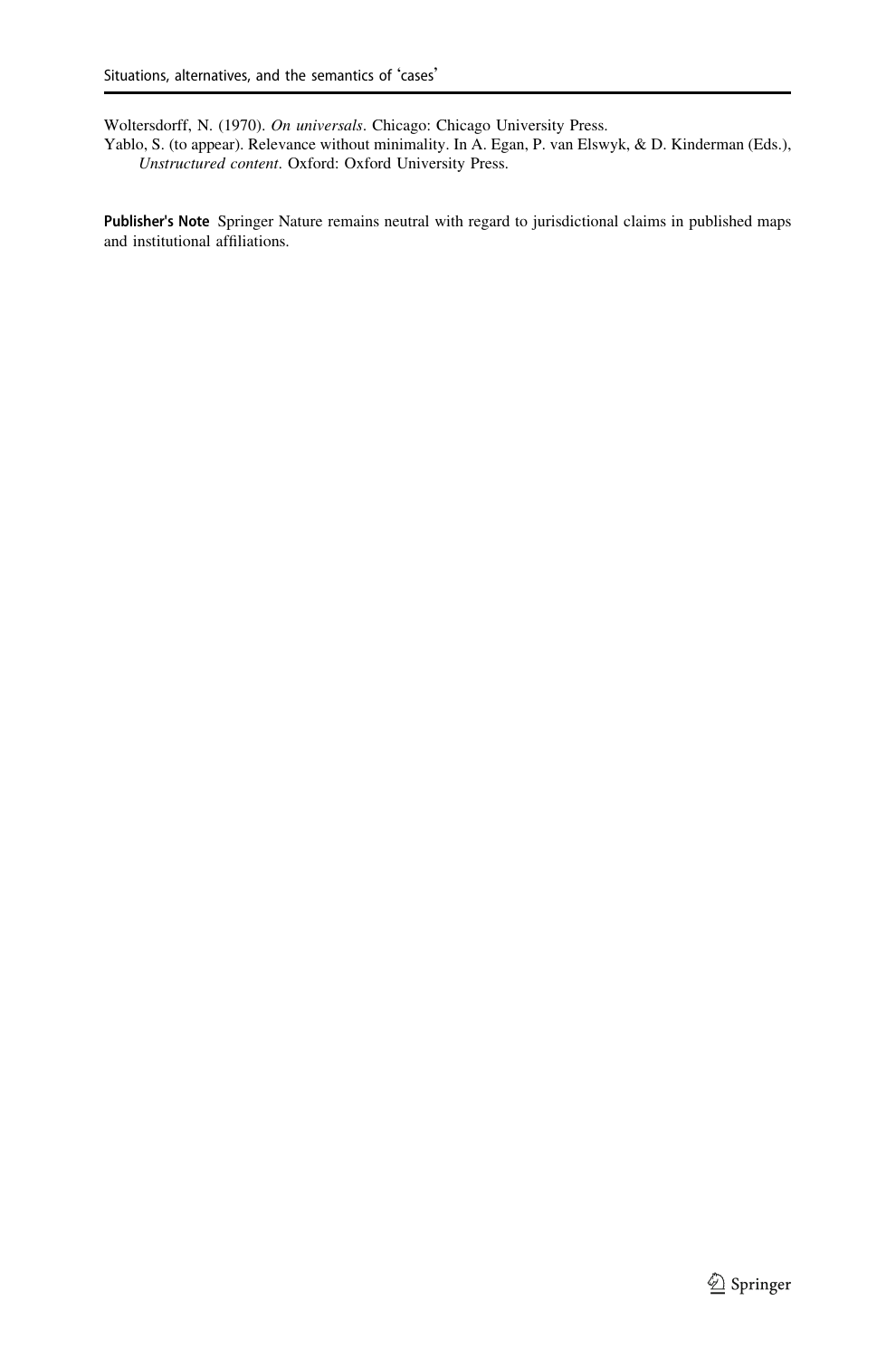Woltersdorff, N. (1970). *On universals*. Chicago: Chicago University Press.

Yablo, S. (to appear). Relevance without minimality. In A. Egan, P. van Elswyk, & D. Kinderman (Eds.), *Unstructured content*. Oxford: Oxford University Press.

**Publisher's Note** Springer Nature remains neutral with regard to jurisdictional claims in published maps and institutional affiliations.